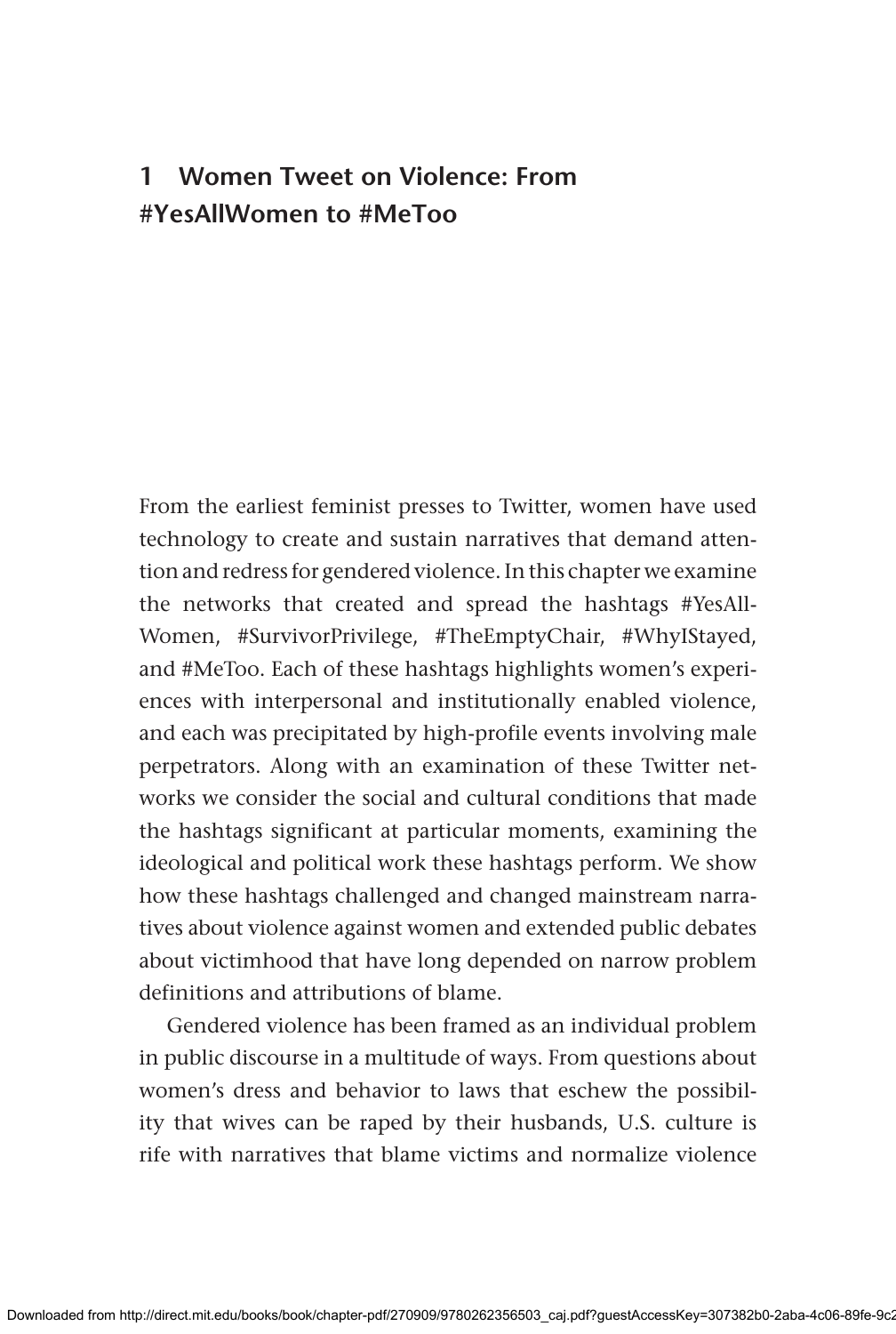# 1 Women Tweet on Violence: From #YesAllWomen to #MeToo

From the earliest feminist presses to Twitter, women have used technology to create and sustain narratives that demand attention and redress for gendered violence. In this chapter we examine the networks that created and spread the hashtags #YesAllWomen, #SurvivorPrivilege, #TheEmptyChair, #WhyIStayed, and #MeToo. Each of these hashtags highlights women's experiences with interpersonal and institutionally enabled violence, and each was precipitated by high-profile events involving male perpetrators. Along with an examination of these Twitter networks we consider the social and cultural conditions that made the hashtags significant at particular moments, examining the ideological and political work these hashtags perform. We show how these hashtags challenged and changed mainstream narratives about violence against women and extended public debates about victimhood that have long depended on narrow problem definitions and attributions of blame.

Gendered violence has been framed as an individual problem in public discourse in a multitude of ways. From questions about women's dress and behavior to laws that eschew the possibility that wives can be raped by their husbands, U.S. culture is rife with narratives that blame victims and normalize violence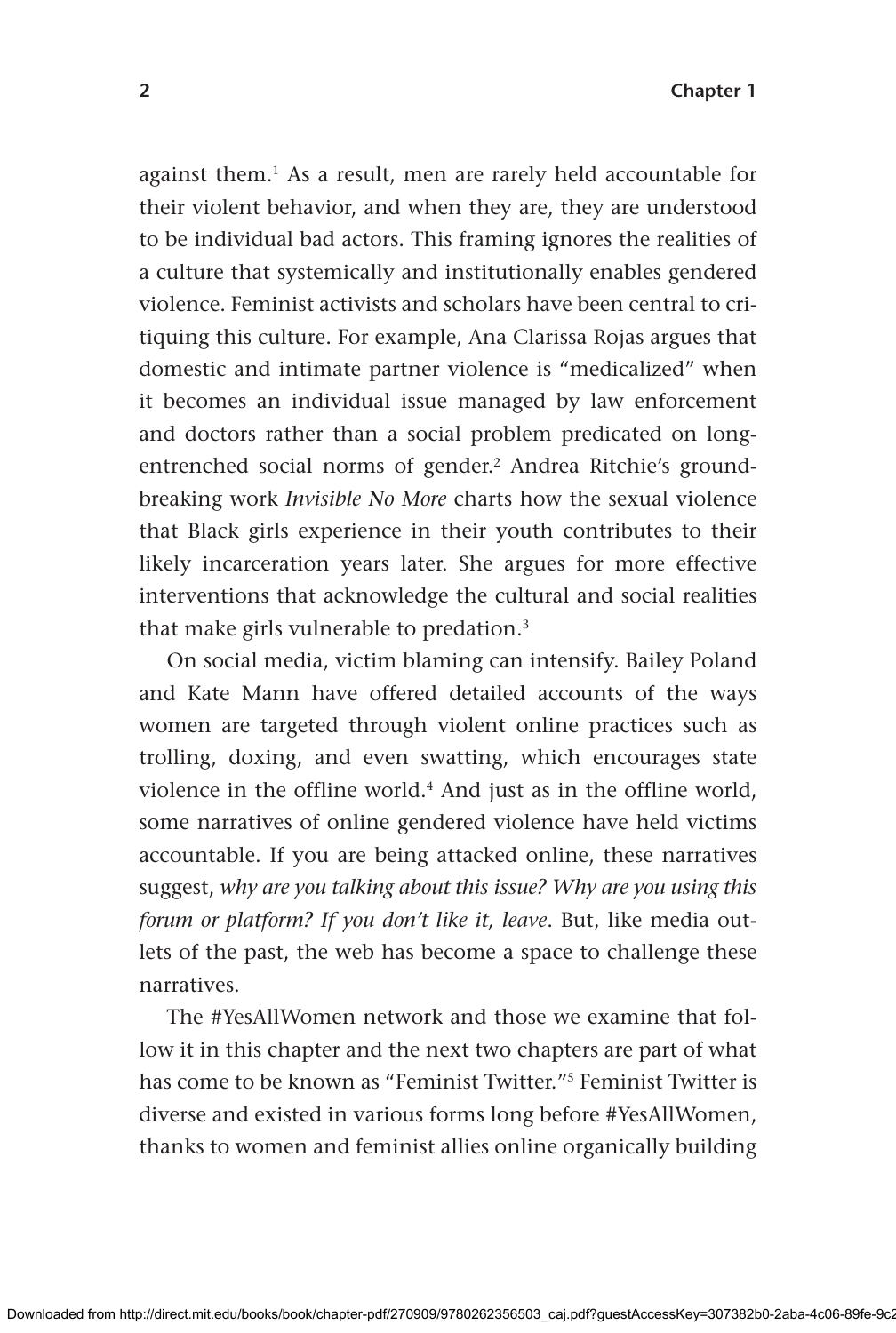against them.[1] As a result, men are rarely held accountable for their violent behavior, and when they are, they are understood to be individual bad actors. This framing ignores the realities of a culture that systemically and institutionally enables gendered violence. Feminist activists and scholars have been central to critiquing this culture. For example, Ana Clarissa Rojas argues that domestic and intimate partner violence is "medicalized" when it becomes an individual issue managed by law enforcement and doctors rather than a social problem predicated on long-entrenched social norms of gender.[2] Andrea Ritchie's groundbreaking work *Invisible No More* charts how the sexual violence that Black girls experience in their youth contributes to their likely incarceration years later. She argues for more effective interventions that acknowledge the cultural and social realities that make girls vulnerable to predation.[3]

On social media, victim blaming can intensify. Bailey Poland and Kate Mann have offered detailed accounts of the ways women are targeted through violent online practices such as trolling, doxing, and even swatting, which encourages state violence in the offline world.[4] And just as in the offline world, some narratives of online gendered violence have held victims accountable. If you are being attacked online, these narratives suggest, *why are you talking about this issue? Why are you using this forum or platform? If you don't like it, leave*. But, like media outlets of the past, the web has become a space to challenge these narratives.

The #YesAllWomen network and those we examine that follow it in this chapter and the next two chapters are part of what has come to be known as "Feminist Twitter."[5] Feminist Twitter is diverse and existed in various forms long before #YesAllWomen, thanks to women and feminist allies online organically building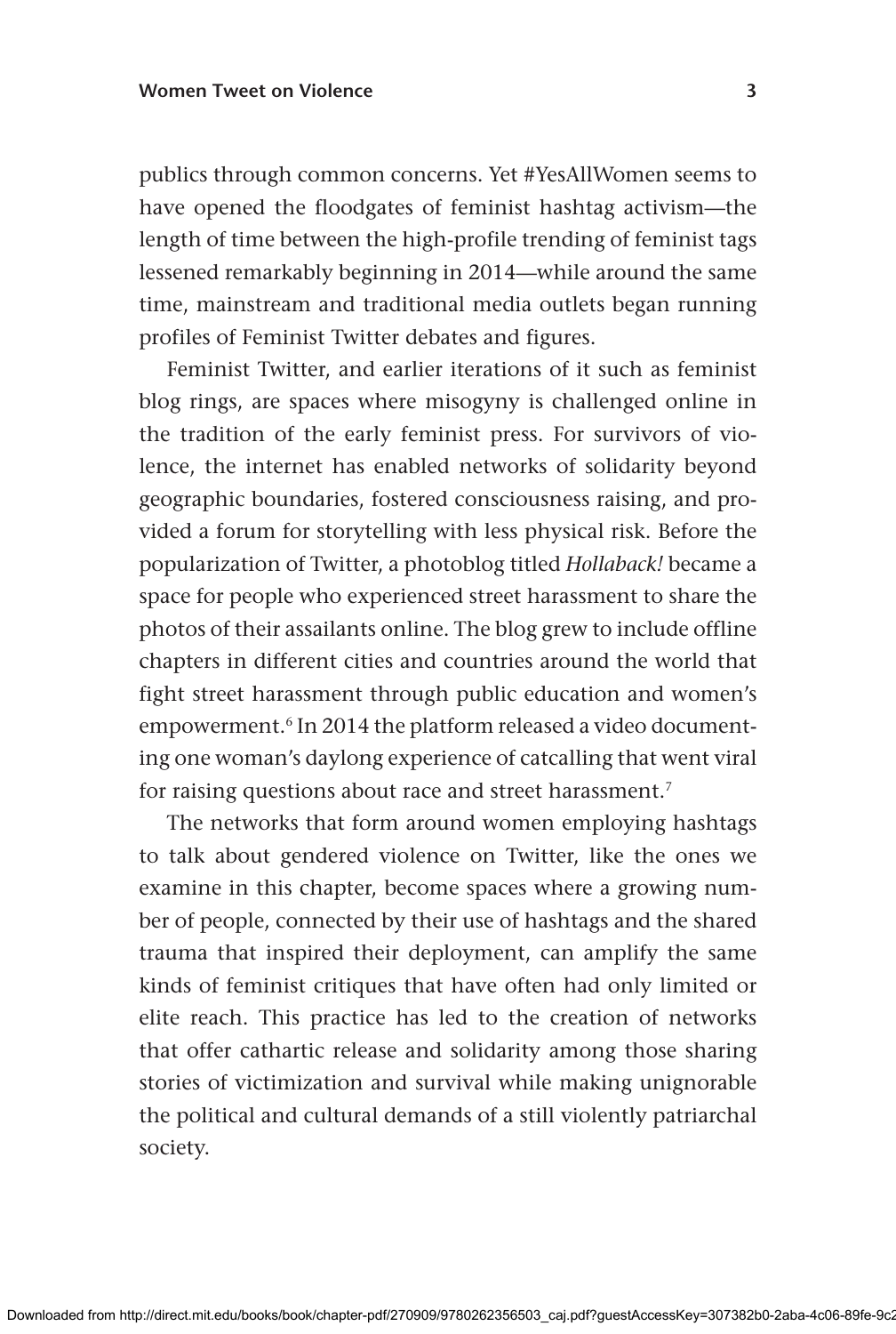publics through common concerns. Yet #YesAllWomen seems to have opened the floodgates of feminist hashtag activism—the length of time between the high-profile trending of feminist tags lessened remarkably beginning in 2014—while around the same time, mainstream and traditional media outlets began running profiles of Feminist Twitter debates and figures.

Feminist Twitter, and earlier iterations of it such as feminist blog rings, are spaces where misogyny is challenged online in the tradition of the early feminist press. For survivors of violence, the internet has enabled networks of solidarity beyond geographic boundaries, fostered consciousness raising, and provided a forum for storytelling with less physical risk. Before the popularization of Twitter, a photoblog titled *Hollaback!* became a space for people who experienced street harassment to share the photos of their assailants online. The blog grew to include offline chapters in different cities and countries around the world that fight street harassment through public education and women's empowerment.[6] In 2014 the platform released a video documenting one woman's daylong experience of catcalling that went viral for raising questions about race and street harassment.[7]

The networks that form around women employing hashtags to talk about gendered violence on Twitter, like the ones we examine in this chapter, become spaces where a growing number of people, connected by their use of hashtags and the shared trauma that inspired their deployment, can amplify the same kinds of feminist critiques that have often had only limited or elite reach. This practice has led to the creation of networks that offer cathartic release and solidarity among those sharing stories of victimization and survival while making unignorable the political and cultural demands of a still violently patriarchal society.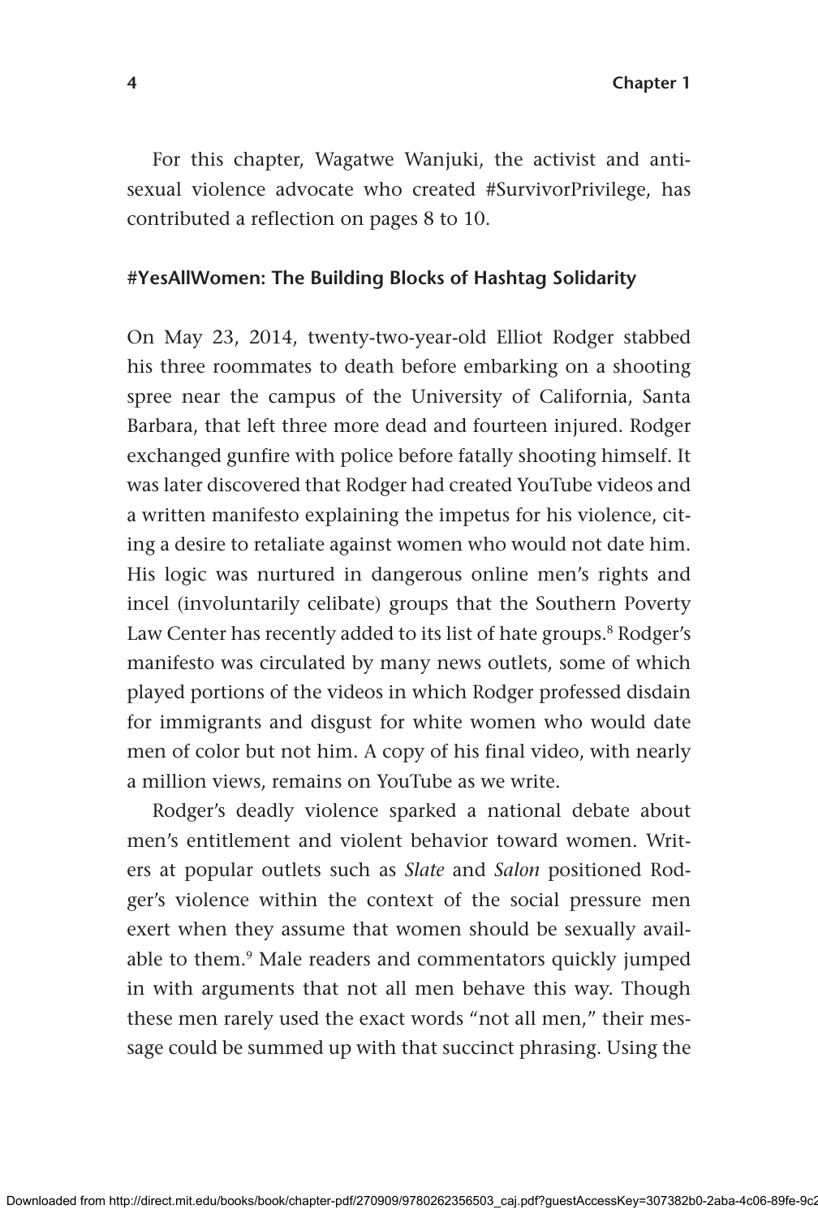For this chapter, Wagatwe Wanjuki, the activist and anti-sexual violence advocate who created #SurvivorPrivilege, has contributed a reflection on pages 8 to 10.

### #YesAllWomen: The Building Blocks of Hashtag Solidarity

On May 23, 2014, twenty-two-year-old Elliot Rodger stabbed his three roommates to death before embarking on a shooting spree near the campus of the University of California, Santa Barbara, that left three more dead and fourteen injured. Rodger exchanged gunfire with police before fatally shooting himself. It was later discovered that Rodger had created YouTube videos and a written manifesto explaining the impetus for his violence, citing a desire to retaliate against women who would not date him. His logic was nurtured in dangerous online men's rights and incel (involuntarily celibate) groups that the Southern Poverty Law Center has recently added to its list of hate groups.[8] Rodger's manifesto was circulated by many news outlets, some of which played portions of the videos in which Rodger professed disdain for immigrants and disgust for white women who would date men of color but not him. A copy of his final video, with nearly a million views, remains on YouTube as we write.

Rodger's deadly violence sparked a national debate about men's entitlement and violent behavior toward women. Writers at popular outlets such as *Slate* and *Salon* positioned Rodger's violence within the context of the social pressure men exert when they assume that women should be sexually available to them.[9] Male readers and commentators quickly jumped in with arguments that not all men behave this way. Though these men rarely used the exact words "not all men," their message could be summed up with that succinct phrasing. Using the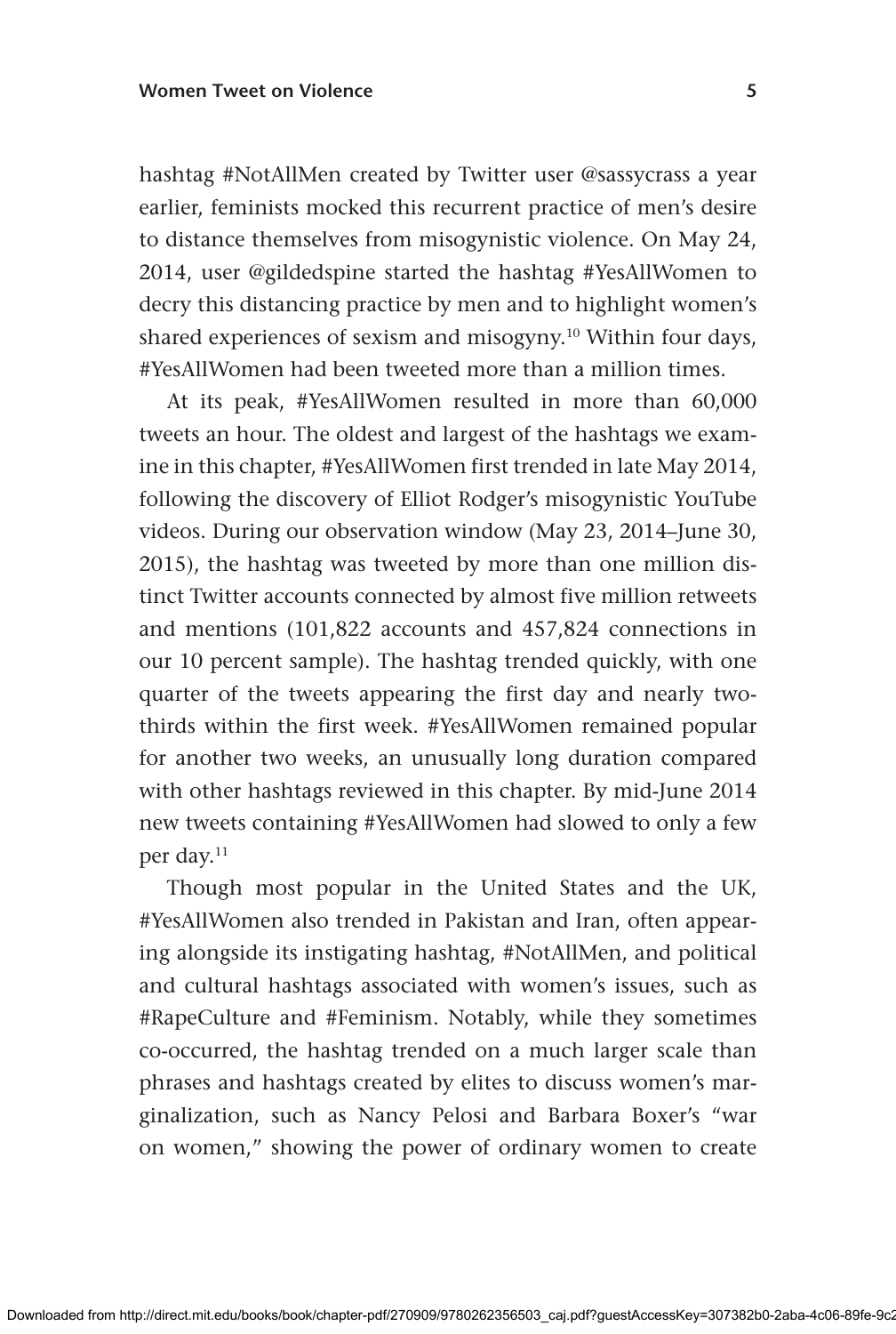hashtag #NotAllMen created by Twitter user @sassycrass a year earlier, feminists mocked this recurrent practice of men's desire to distance themselves from misogynistic violence. On May 24, 2014, user @gildedspine started the hashtag #YesAllWomen to decry this distancing practice by men and to highlight women's shared experiences of sexism and misogyny.[10] Within four days, #YesAllWomen had been tweeted more than a million times.

At its peak, #YesAllWomen resulted in more than 60,000 tweets an hour. The oldest and largest of the hashtags we examine in this chapter, #YesAllWomen first trended in late May 2014, following the discovery of Elliot Rodger's misogynistic YouTube videos. During our observation window (May 23, 2014–June 30, 2015), the hashtag was tweeted by more than one million distinct Twitter accounts connected by almost five million retweets and mentions (101,822 accounts and 457,824 connections in our 10 percent sample). The hashtag trended quickly, with one quarter of the tweets appearing the first day and nearly two-thirds within the first week. #YesAllWomen remained popular for another two weeks, an unusually long duration compared with other hashtags reviewed in this chapter. By mid-June 2014 new tweets containing #YesAllWomen had slowed to only a few per day.[11]

Though most popular in the United States and the UK, #YesAllWomen also trended in Pakistan and Iran, often appearing alongside its instigating hashtag, #NotAllMen, and political and cultural hashtags associated with women's issues, such as #RapeCulture and #Feminism. Notably, while they sometimes co-occurred, the hashtag trended on a much larger scale than phrases and hashtags created by elites to discuss women's marginalization, such as Nancy Pelosi and Barbara Boxer's "war on women," showing the power of ordinary women to create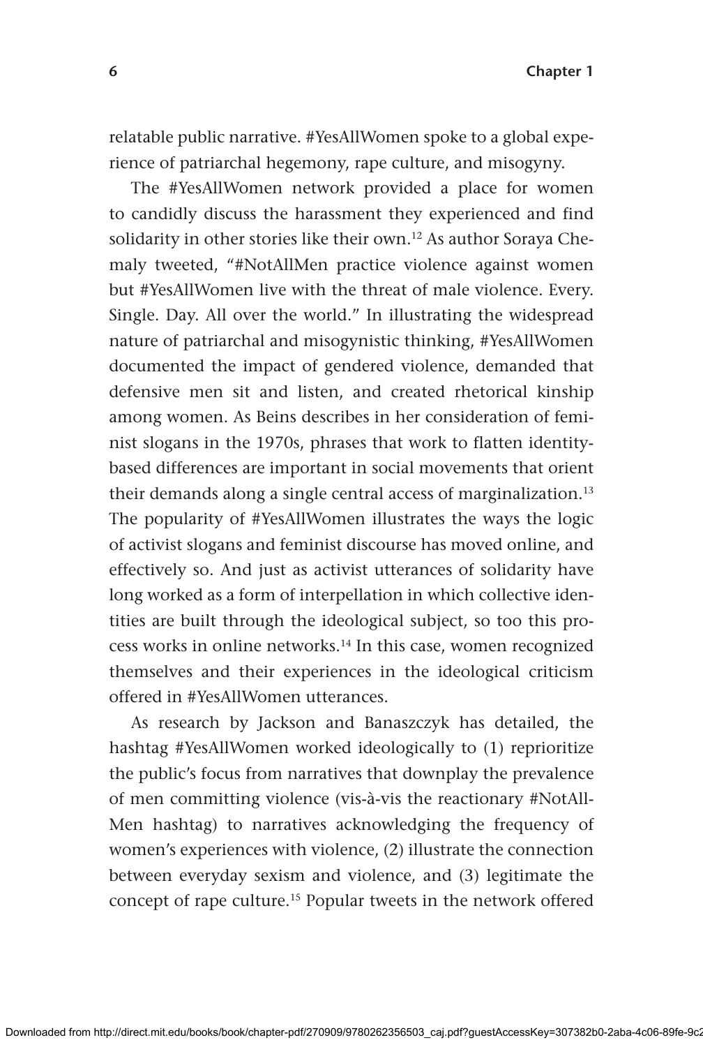relatable public narrative. #YesAllWomen spoke to a global experience of patriarchal hegemony, rape culture, and misogyny.

The #YesAllWomen network provided a place for women to candidly discuss the harassment they experienced and find solidarity in other stories like their own.[12] As author Soraya Chemaly tweeted, "#NotAllMen practice violence against women but #YesAllWomen live with the threat of male violence. Every. Single. Day. All over the world." In illustrating the widespread nature of patriarchal and misogynistic thinking, #YesAllWomen documented the impact of gendered violence, demanded that defensive men sit and listen, and created rhetorical kinship among women. As Beins describes in her consideration of feminist slogans in the 1970s, phrases that work to flatten identity-based differences are important in social movements that orient their demands along a single central access of marginalization.[13] The popularity of #YesAllWomen illustrates the ways the logic of activist slogans and feminist discourse has moved online, and effectively so. And just as activist utterances of solidarity have long worked as a form of interpellation in which collective identities are built through the ideological subject, so too this process works in online networks.[14] In this case, women recognized themselves and their experiences in the ideological criticism offered in #YesAllWomen utterances.

As research by Jackson and Banaszczyk has detailed, the hashtag #YesAllWomen worked ideologically to (1) reprioritize the public's focus from narratives that downplay the prevalence of men committing violence (vis-à-vis the reactionary #NotAllMen hashtag) to narratives acknowledging the frequency of women's experiences with violence, (2) illustrate the connection between everyday sexism and violence, and (3) legitimate the concept of rape culture.[15] Popular tweets in the network offered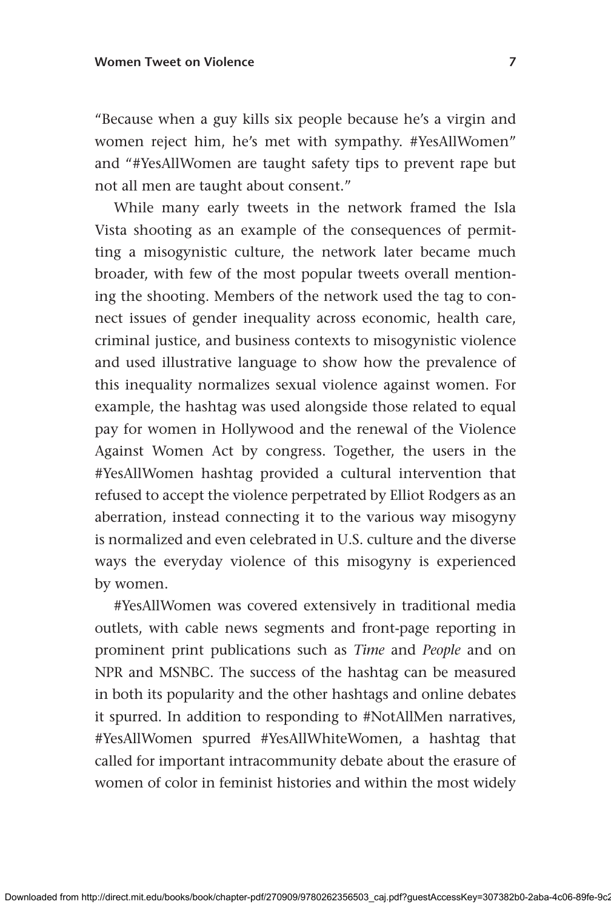"Because when a guy kills six people because he's a virgin and women reject him, he's met with sympathy. #YesAllWomen" and "#YesAllWomen are taught safety tips to prevent rape but not all men are taught about consent."

While many early tweets in the network framed the Isla Vista shooting as an example of the consequences of permitting a misogynistic culture, the network later became much broader, with few of the most popular tweets overall mentioning the shooting. Members of the network used the tag to connect issues of gender inequality across economic, health care, criminal justice, and business contexts to misogynistic violence and used illustrative language to show how the prevalence of this inequality normalizes sexual violence against women. For example, the hashtag was used alongside those related to equal pay for women in Hollywood and the renewal of the Violence Against Women Act by congress. Together, the users in the #YesAllWomen hashtag provided a cultural intervention that refused to accept the violence perpetrated by Elliot Rodgers as an aberration, instead connecting it to the various way misogyny is normalized and even celebrated in U.S. culture and the diverse ways the everyday violence of this misogyny is experienced by women.

#YesAllWomen was covered extensively in traditional media outlets, with cable news segments and front-page reporting in prominent print publications such as *Time* and *People* and on NPR and MSNBC. The success of the hashtag can be measured in both its popularity and the other hashtags and online debates it spurred. In addition to responding to #NotAllMen narratives, #YesAllWomen spurred #YesAllWhiteWomen, a hashtag that called for important intracommunity debate about the erasure of women of color in feminist histories and within the most widely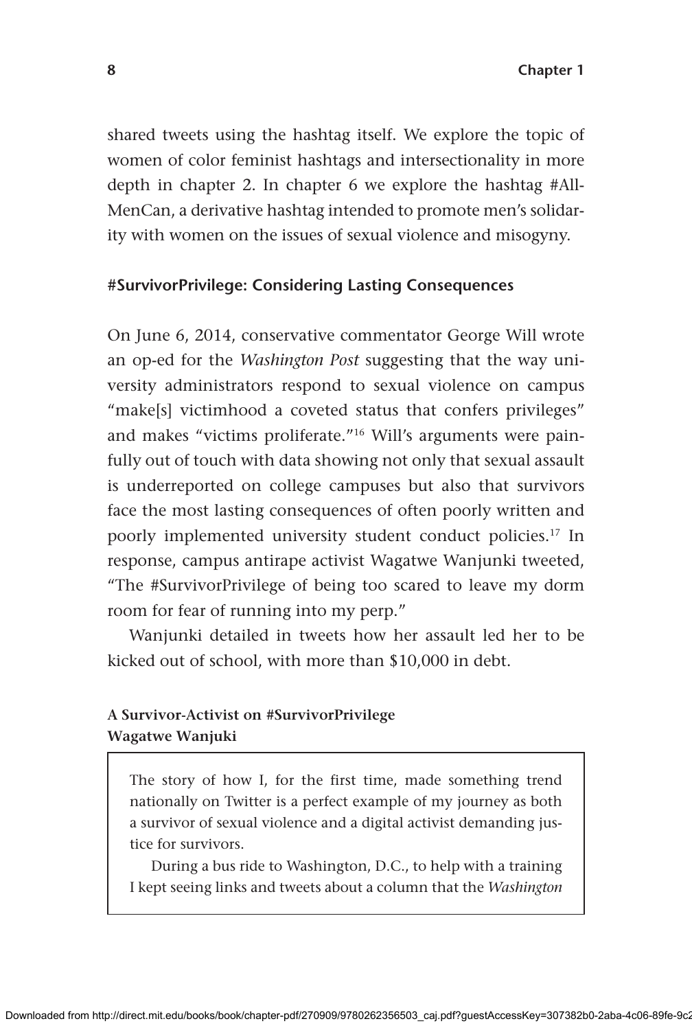shared tweets using the hashtag itself. We explore the topic of women of color feminist hashtags and intersectionality in more depth in chapter 2. In chapter 6 we explore the hashtag #AllMenCan, a derivative hashtag intended to promote men's solidarity with women on the issues of sexual violence and misogyny.

### #SurvivorPrivilege: Considering Lasting Consequences

On June 6, 2014, conservative commentator George Will wrote an op-ed for the *Washington Post* suggesting that the way university administrators respond to sexual violence on campus "make[s] victimhood a coveted status that confers privileges" and makes "victims proliferate."[16] Will's arguments were painfully out of touch with data showing not only that sexual assault is underreported on college campuses but also that survivors face the most lasting consequences of often poorly written and poorly implemented university student conduct policies.[17] In response, campus antirape activist Wagatwe Wanjunki tweeted, "The #SurvivorPrivilege of being too scared to leave my dorm room for fear of running into my perp."

Wanjunki detailed in tweets how her assault led her to be kicked out of school, with more than $10,000 in debt.

**A Survivor-Activist on #SurvivorPrivilege**
**Wagatwe Wanjuki**

> The story of how I, for the first time, made something trend nationally on Twitter is a perfect example of my journey as both a survivor of sexual violence and a digital activist demanding justice for survivors.
>
> During a bus ride to Washington, D.C., to help with a training I kept seeing links and tweets about a column that the *Washington*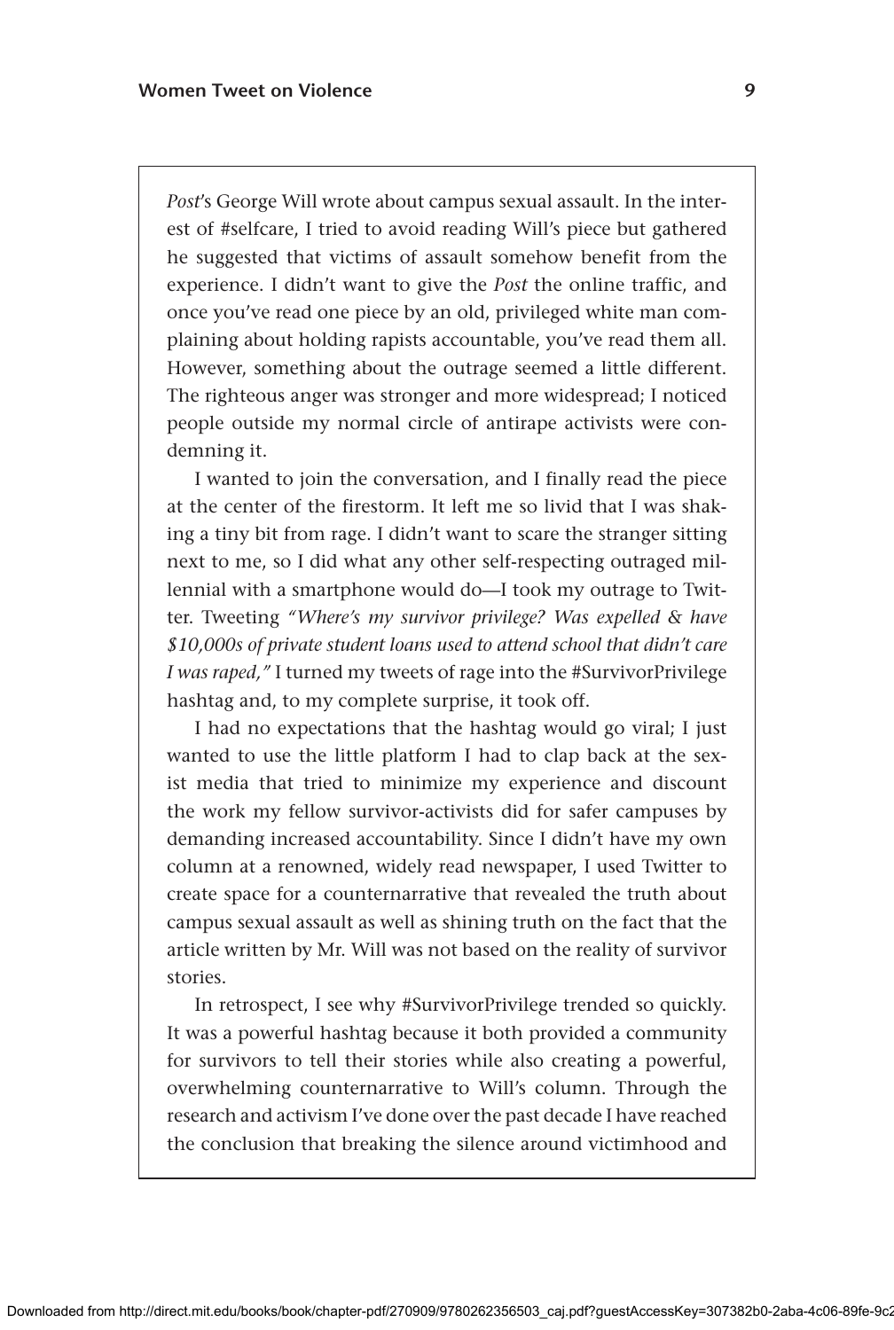*Post*'s George Will wrote about campus sexual assault. In the interest of #selfcare, I tried to avoid reading Will's piece but gathered he suggested that victims of assault somehow benefit from the experience. I didn't want to give the *Post* the online traffic, and once you've read one piece by an old, privileged white man complaining about holding rapists accountable, you've read them all. However, something about the outrage seemed a little different. The righteous anger was stronger and more widespread; I noticed people outside my normal circle of antirape activists were condemning it.

I wanted to join the conversation, and I finally read the piece at the center of the firestorm. It left me so livid that I was shaking a tiny bit from rage. I didn't want to scare the stranger sitting next to me, so I did what any other self-respecting outraged millennial with a smartphone would do—I took my outrage to Twitter. Tweeting *"Where's my survivor privilege? Was expelled & have $10,000s of private student loans used to attend school that didn't care I was raped,"* I turned my tweets of rage into the #SurvivorPrivilege hashtag and, to my complete surprise, it took off.

I had no expectations that the hashtag would go viral; I just wanted to use the little platform I had to clap back at the sexist media that tried to minimize my experience and discount the work my fellow survivor-activists did for safer campuses by demanding increased accountability. Since I didn't have my own column at a renowned, widely read newspaper, I used Twitter to create space for a counternarrative that revealed the truth about campus sexual assault as well as shining truth on the fact that the article written by Mr. Will was not based on the reality of survivor stories.

In retrospect, I see why #SurvivorPrivilege trended so quickly. It was a powerful hashtag because it both provided a community for survivors to tell their stories while also creating a powerful, overwhelming counternarrative to Will's column. Through the research and activism I've done over the past decade I have reached the conclusion that breaking the silence around victimhood and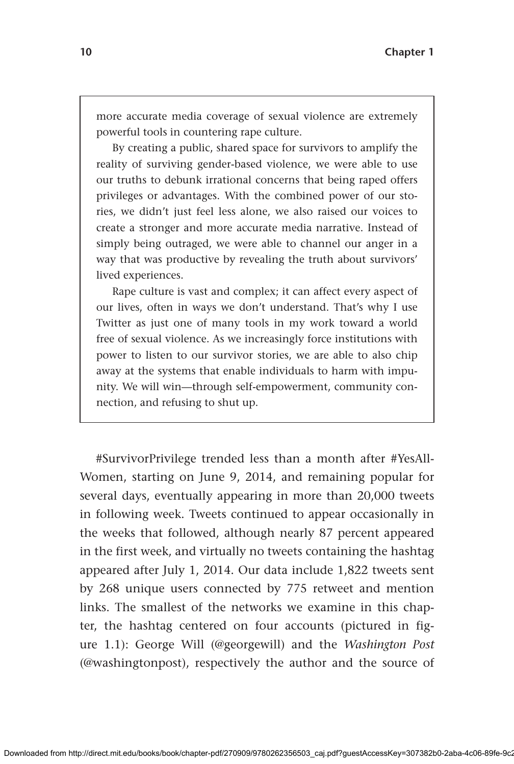more accurate media coverage of sexual violence are extremely powerful tools in countering rape culture.

By creating a public, shared space for survivors to amplify the reality of surviving gender-based violence, we were able to use our truths to debunk irrational concerns that being raped offers privileges or advantages. With the combined power of our stories, we didn't just feel less alone, we also raised our voices to create a stronger and more accurate media narrative. Instead of simply being outraged, we were able to channel our anger in a way that was productive by revealing the truth about survivors' lived experiences.

Rape culture is vast and complex; it can affect every aspect of our lives, often in ways we don't understand. That's why I use Twitter as just one of many tools in my work toward a world free of sexual violence. As we increasingly force institutions with power to listen to our survivor stories, we are able to also chip away at the systems that enable individuals to harm with impunity. We will win—through self-empowerment, community connection, and refusing to shut up.

#SurvivorPrivilege trended less than a month after #YesAllWomen, starting on June 9, 2014, and remaining popular for several days, eventually appearing in more than 20,000 tweets in following week. Tweets continued to appear occasionally in the weeks that followed, although nearly 87 percent appeared in the first week, and virtually no tweets containing the hashtag appeared after July 1, 2014. Our data include 1,822 tweets sent by 268 unique users connected by 775 retweet and mention links. The smallest of the networks we examine in this chapter, the hashtag centered on four accounts (pictured in figure 1.1): George Will (@georgewill) and the *Washington Post* (@washingtonpost), respectively the author and the source of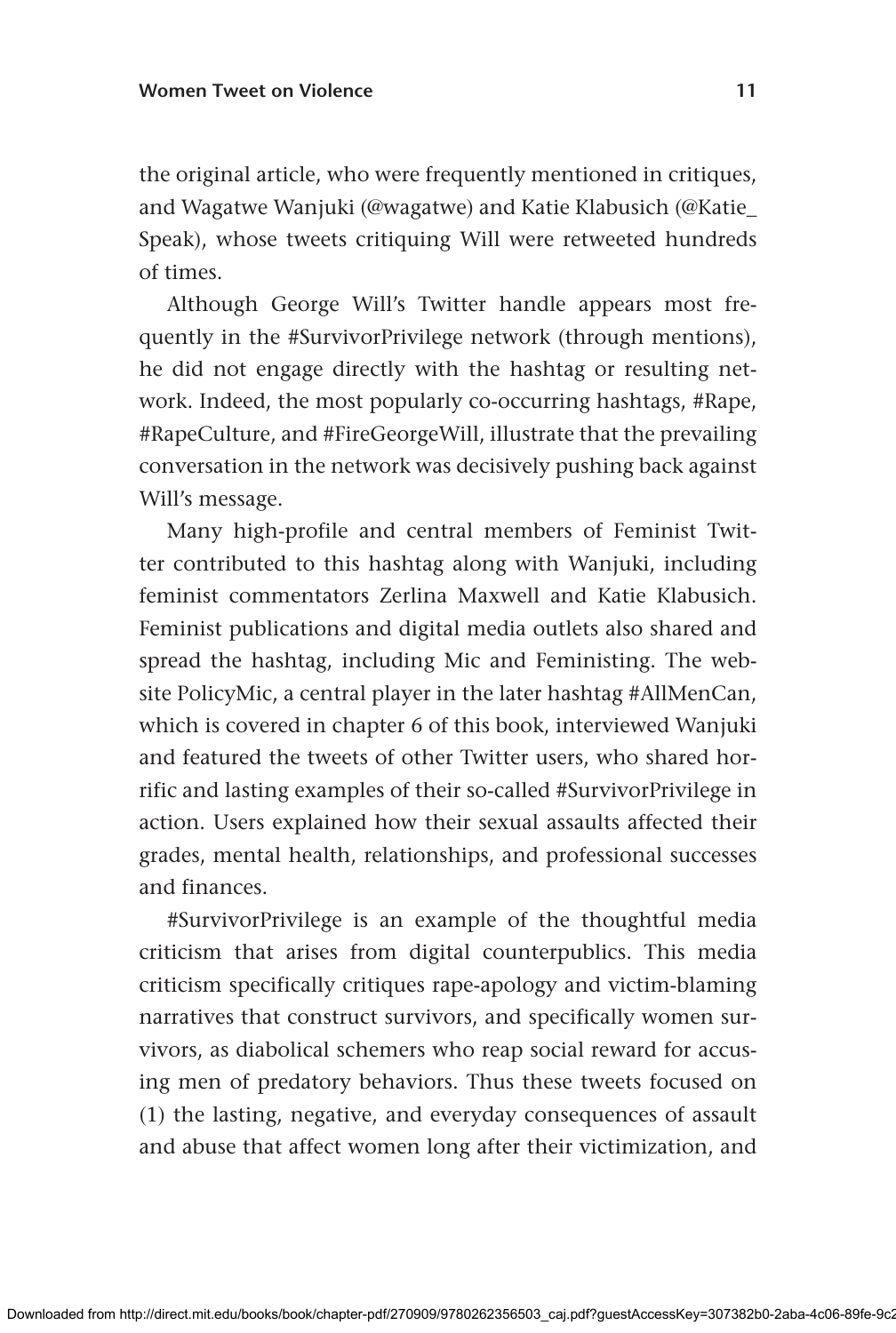the original article, who were frequently mentioned in critiques, and Wagatwe Wanjuki (@wagatwe) and Katie Klabusich (@Katie_Speak), whose tweets critiquing Will were retweeted hundreds of times.

Although George Will's Twitter handle appears most frequently in the #SurvivorPrivilege network (through mentions), he did not engage directly with the hashtag or resulting network. Indeed, the most popularly co-occurring hashtags, #Rape, #RapeCulture, and #FireGeorgeWill, illustrate that the prevailing conversation in the network was decisively pushing back against Will's message.

Many high-profile and central members of Feminist Twitter contributed to this hashtag along with Wanjuki, including feminist commentators Zerlina Maxwell and Katie Klabusich. Feminist publications and digital media outlets also shared and spread the hashtag, including Mic and Feministing. The website PolicyMic, a central player in the later hashtag #AllMenCan, which is covered in chapter 6 of this book, interviewed Wanjuki and featured the tweets of other Twitter users, who shared horrific and lasting examples of their so-called #SurvivorPrivilege in action. Users explained how their sexual assaults affected their grades, mental health, relationships, and professional successes and finances.

#SurvivorPrivilege is an example of the thoughtful media criticism that arises from digital counterpublics. This media criticism specifically critiques rape-apology and victim-blaming narratives that construct survivors, and specifically women survivors, as diabolical schemers who reap social reward for accusing men of predatory behaviors. Thus these tweets focused on (1) the lasting, negative, and everyday consequences of assault and abuse that affect women long after their victimization, and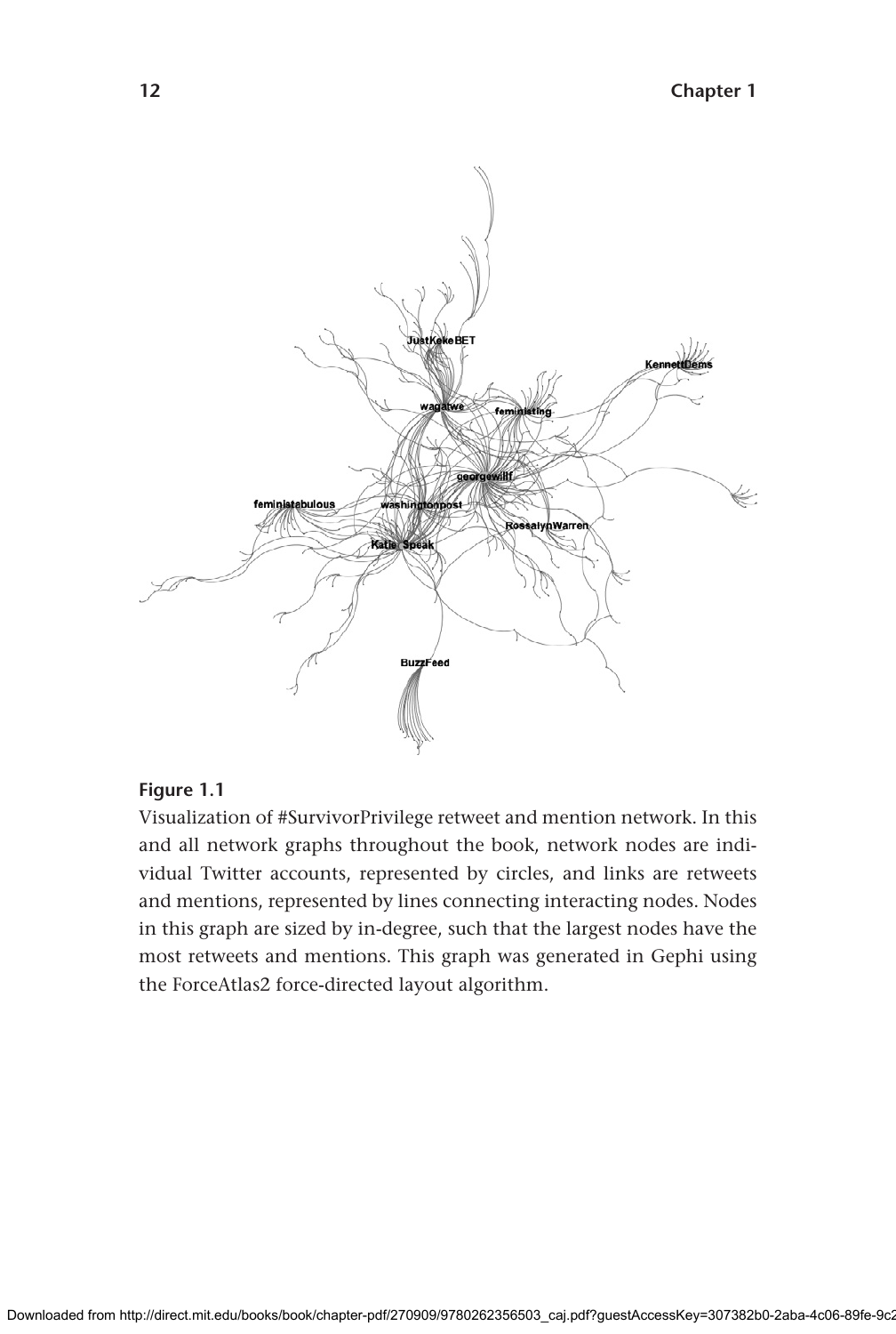**Figure 1.1**

Visualization of #SurvivorPrivilege retweet and mention network. In this and all network graphs throughout the book, network nodes are individual Twitter accounts, represented by circles, and links are retweets and mentions, represented by lines connecting interacting nodes. Nodes in this graph are sized by in-degree, such that the largest nodes have the most retweets and mentions. This graph was generated in Gephi using the ForceAtlas2 force-directed layout algorithm.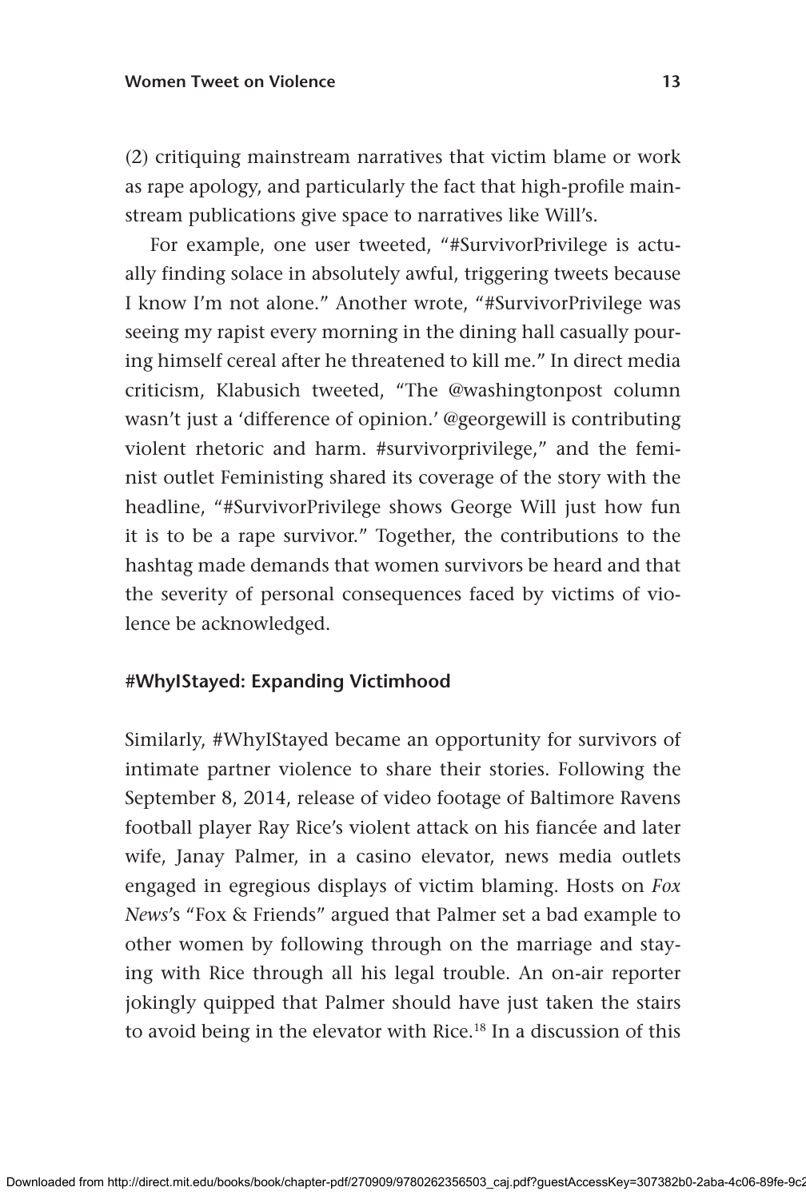(2) critiquing mainstream narratives that victim blame or work as rape apology, and particularly the fact that high-profile mainstream publications give space to narratives like Will's.

For example, one user tweeted, "#SurvivorPrivilege is actually finding solace in absolutely awful, triggering tweets because I know I'm not alone." Another wrote, "#SurvivorPrivilege was seeing my rapist every morning in the dining hall casually pouring himself cereal after he threatened to kill me." In direct media criticism, Klabusich tweeted, "The @washingtonpost column wasn't just a 'difference of opinion.' @georgewill is contributing violent rhetoric and harm. #survivorprivilege," and the feminist outlet Feministing shared its coverage of the story with the headline, "#SurvivorPrivilege shows George Will just how fun it is to be a rape survivor." Together, the contributions to the hashtag made demands that women survivors be heard and that the severity of personal consequences faced by victims of violence be acknowledged.

### #WhyIStayed: Expanding Victimhood

Similarly, #WhyIStayed became an opportunity for survivors of intimate partner violence to share their stories. Following the September 8, 2014, release of video footage of Baltimore Ravens football player Ray Rice's violent attack on his fiancée and later wife, Janay Palmer, in a casino elevator, news media outlets engaged in egregious displays of victim blaming. Hosts on *Fox News*'s "Fox & Friends" argued that Palmer set a bad example to other women by following through on the marriage and staying with Rice through all his legal trouble. An on-air reporter jokingly quipped that Palmer should have just taken the stairs to avoid being in the elevator with Rice.[18] In a discussion of this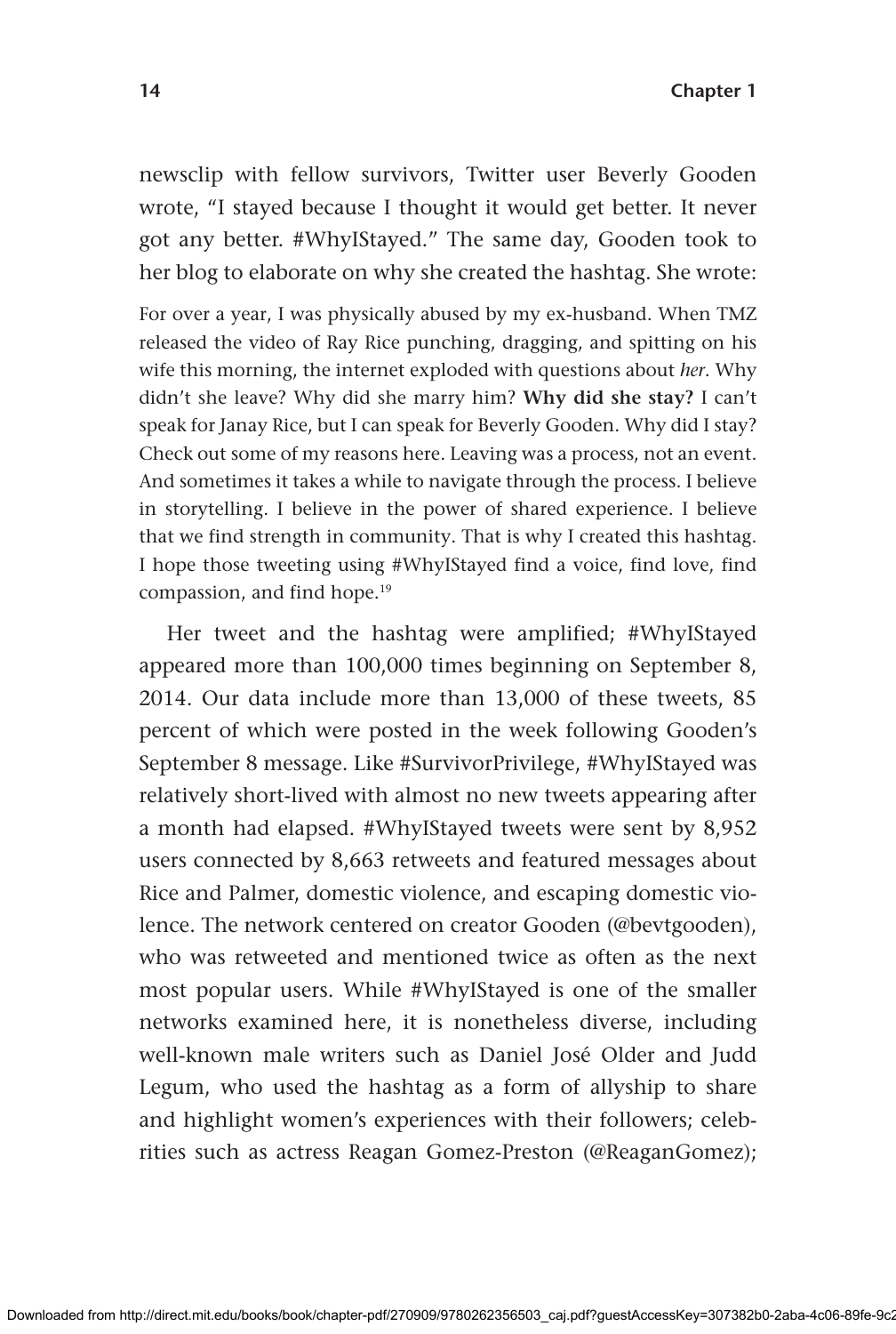newsclip with fellow survivors, Twitter user Beverly Gooden wrote, "I stayed because I thought it would get better. It never got any better. #WhyIStayed." The same day, Gooden took to her blog to elaborate on why she created the hashtag. She wrote:

> For over a year, I was physically abused by my ex-husband. When TMZ released the video of Ray Rice punching, dragging, and spitting on his wife this morning, the internet exploded with questions about *her*. Why didn't she leave? Why did she marry him? **Why did she stay?** I can't speak for Janay Rice, but I can speak for Beverly Gooden. Why did I stay? Check out some of my reasons here. Leaving was a process, not an event. And sometimes it takes a while to navigate through the process. I believe in storytelling. I believe in the power of shared experience. I believe that we find strength in community. That is why I created this hashtag. I hope those tweeting using #WhyIStayed find a voice, find love, find compassion, and find hope.[19]

Her tweet and the hashtag were amplified; #WhyIStayed appeared more than 100,000 times beginning on September 8, 2014. Our data include more than 13,000 of these tweets, 85 percent of which were posted in the week following Gooden's September 8 message. Like #SurvivorPrivilege, #WhyIStayed was relatively short-lived with almost no new tweets appearing after a month had elapsed. #WhyIStayed tweets were sent by 8,952 users connected by 8,663 retweets and featured messages about Rice and Palmer, domestic violence, and escaping domestic violence. The network centered on creator Gooden (@bevtgooden), who was retweeted and mentioned twice as often as the next most popular users. While #WhyIStayed is one of the smaller networks examined here, it is nonetheless diverse, including well-known male writers such as Daniel José Older and Judd Legum, who used the hashtag as a form of allyship to share and highlight women's experiences with their followers; celebrities such as actress Reagan Gomez-Preston (@ReaganGomez);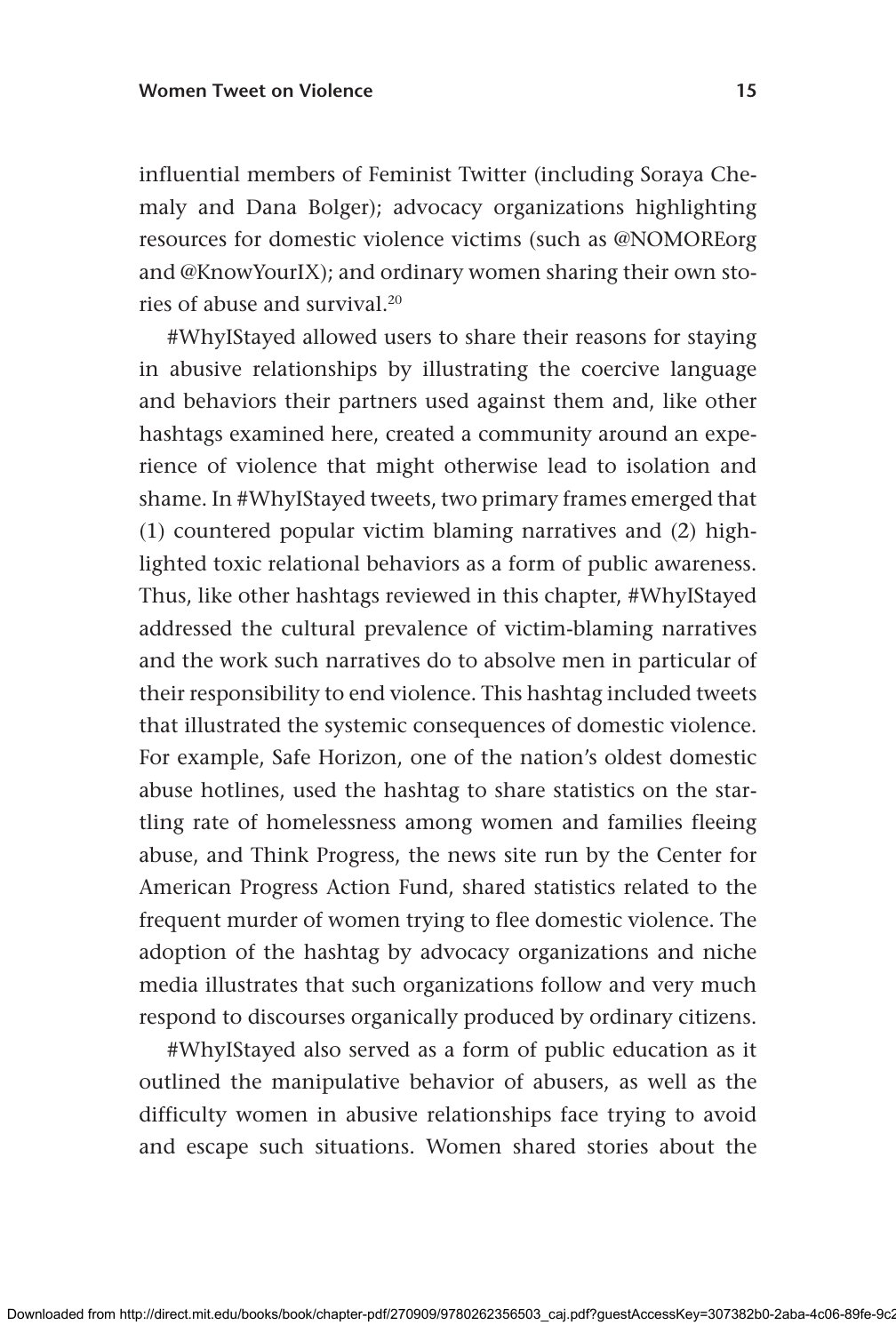influential members of Feminist Twitter (including Soraya Chemaly and Dana Bolger); advocacy organizations highlighting resources for domestic violence victims (such as @NOMOREorg and @KnowYourIX); and ordinary women sharing their own stories of abuse and survival.[20]

#WhyIStayed allowed users to share their reasons for staying in abusive relationships by illustrating the coercive language and behaviors their partners used against them and, like other hashtags examined here, created a community around an experience of violence that might otherwise lead to isolation and shame. In #WhyIStayed tweets, two primary frames emerged that (1) countered popular victim blaming narratives and (2) highlighted toxic relational behaviors as a form of public awareness. Thus, like other hashtags reviewed in this chapter, #WhyIStayed addressed the cultural prevalence of victim-blaming narratives and the work such narratives do to absolve men in particular of their responsibility to end violence. This hashtag included tweets that illustrated the systemic consequences of domestic violence. For example, Safe Horizon, one of the nation's oldest domestic abuse hotlines, used the hashtag to share statistics on the startling rate of homelessness among women and families fleeing abuse, and Think Progress, the news site run by the Center for American Progress Action Fund, shared statistics related to the frequent murder of women trying to flee domestic violence. The adoption of the hashtag by advocacy organizations and niche media illustrates that such organizations follow and very much respond to discourses organically produced by ordinary citizens.

#WhyIStayed also served as a form of public education as it outlined the manipulative behavior of abusers, as well as the difficulty women in abusive relationships face trying to avoid and escape such situations. Women shared stories about the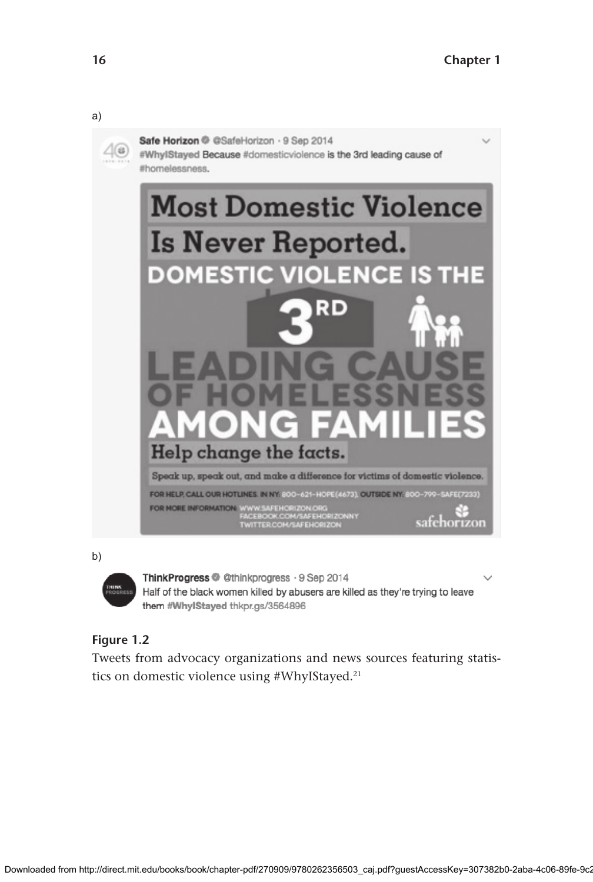a)

Safe Horizon @SafeHorizon · 9 Sep 2014
#WhyIStayed Because #domesticviolence is the 3rd leading cause of #homelessness.

Most Domestic Violence Is Never Reported.
DOMESTIC VIOLENCE IS THE 3RD LEADING CAUSE OF HOMELESSNESS AMONG FAMILIES
Help change the facts.
Speak up, speak out, and make a difference for victims of domestic violence.
FOR HELP, CALL OUR HOTLINES. IN NY: 800-621-HOPE(4673). OUTSIDE NY: 800-799-SAFE(7233)
FOR MORE INFORMATION: WWW.SAFEHORIZON.ORG
FACEBOOK.COM/SAFEHORIZONNY
TWITTER.COM/SAFEHORIZON
safehorizon

b)

ThinkProgress @thinkprogress · 9 Sep 2014
Half of the black women killed by abusers are killed as they're trying to leave them #WhyIStayed thkpr.gs/3564896

**Figure 1.2**
Tweets from advocacy organizations and news sources featuring statistics on domestic violence using #WhyIStayed.[21]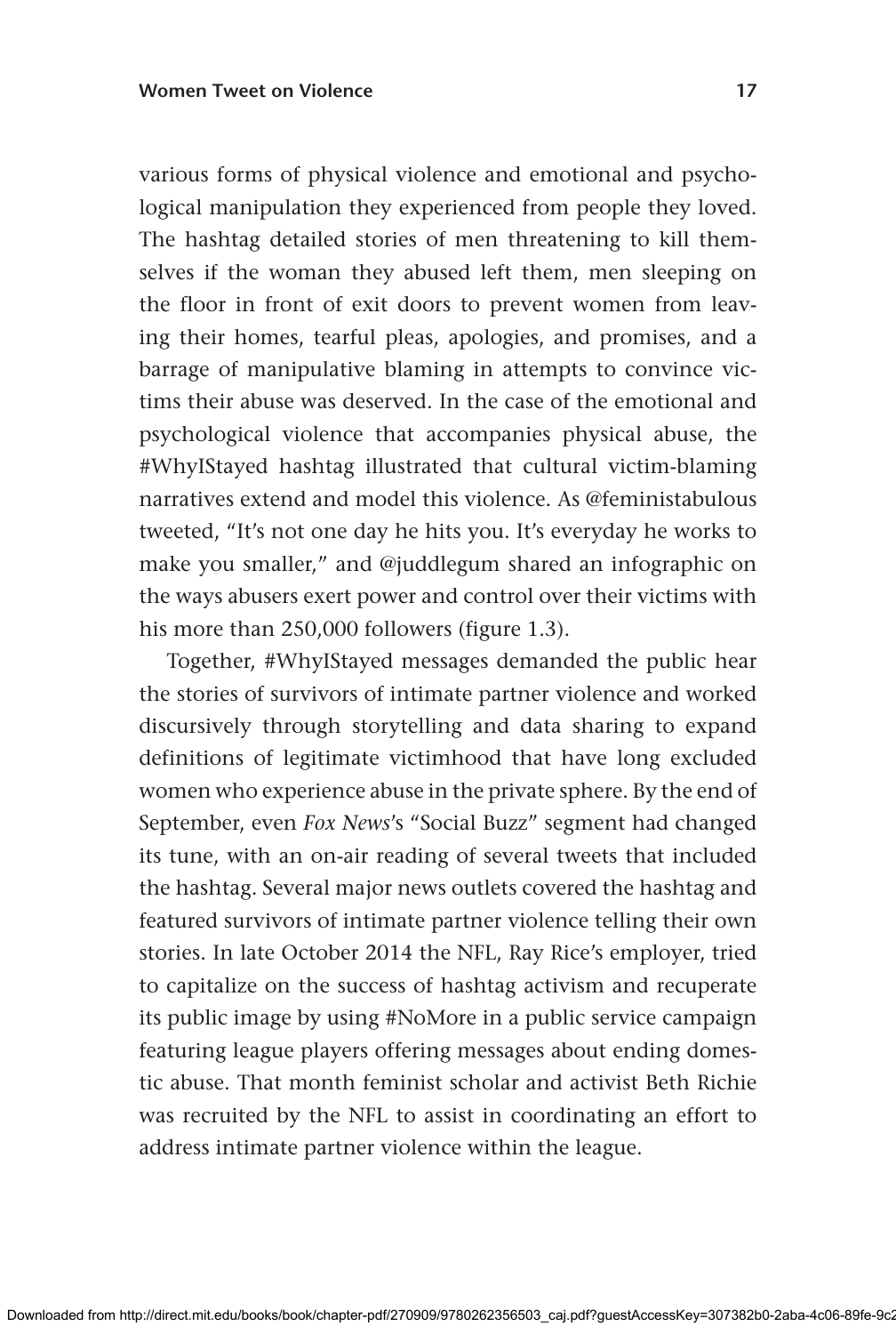various forms of physical violence and emotional and psychological manipulation they experienced from people they loved. The hashtag detailed stories of men threatening to kill themselves if the woman they abused left them, men sleeping on the floor in front of exit doors to prevent women from leaving their homes, tearful pleas, apologies, and promises, and a barrage of manipulative blaming in attempts to convince victims their abuse was deserved. In the case of the emotional and psychological violence that accompanies physical abuse, the #WhyIStayed hashtag illustrated that cultural victim-blaming narratives extend and model this violence. As @feministabulous tweeted, "It's not one day he hits you. It's everyday he works to make you smaller," and @juddlegum shared an infographic on the ways abusers exert power and control over their victims with his more than 250,000 followers (figure 1.3).

Together, #WhyIStayed messages demanded the public hear the stories of survivors of intimate partner violence and worked discursively through storytelling and data sharing to expand definitions of legitimate victimhood that have long excluded women who experience abuse in the private sphere. By the end of September, even *Fox News*'s "Social Buzz" segment had changed its tune, with an on-air reading of several tweets that included the hashtag. Several major news outlets covered the hashtag and featured survivors of intimate partner violence telling their own stories. In late October 2014 the NFL, Ray Rice's employer, tried to capitalize on the success of hashtag activism and recuperate its public image by using #NoMore in a public service campaign featuring league players offering messages about ending domestic abuse. That month feminist scholar and activist Beth Richie was recruited by the NFL to assist in coordinating an effort to address intimate partner violence within the league.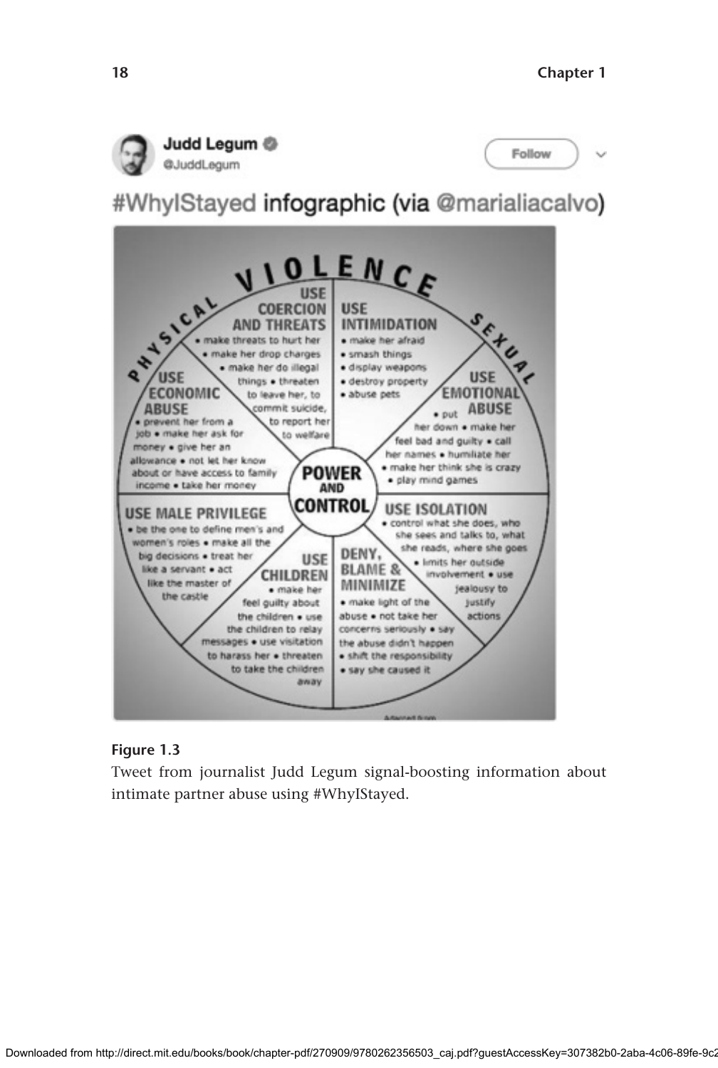**Judd Legum** @JuddLegum

#WhyIStayed infographic (via @marialiacalvo)

PHYSICAL VIOLENCE SEXUAL

**POWER AND CONTROL**

**USE COERCION AND THREATS**
• make threats to hurt her • make her drop charges • make her do illegal things • threaten to leave her, to commit suicide, to report her to welfare

**USE INTIMIDATION**
• make her afraid • smash things • display weapons • destroy property • abuse pets

**USE EMOTIONAL ABUSE**
• put her down • make her feel bad and guilty • call her names • humiliate her • make her think she is crazy • play mind games

**USE ISOLATION**
• control what she does, who she sees and talks to, what she reads, where she goes • limits her outside involvement • use jealousy to justify actions

**DENY, BLAME & MINIMIZE**
• make light of the abuse • not take her concerns seriously • say the abuse didn't happen • shift the responsibility • say she caused it

**USE CHILDREN**
• make her feel guilty about the children • use the children to relay messages • use visitation to harass her • threaten to take the children away

**USE MALE PRIVILEGE**
• be the one to define men's and women's roles • make all the big decisions • treat her like a servant • act like the master of the castle

**USE ECONOMIC ABUSE**
• prevent her from a job • make her ask for money • give her an allowance • not let her know about or have access to family income • take her money

**Figure 1.3**

Tweet from journalist Judd Legum signal-boosting information about intimate partner abuse using #WhyIStayed.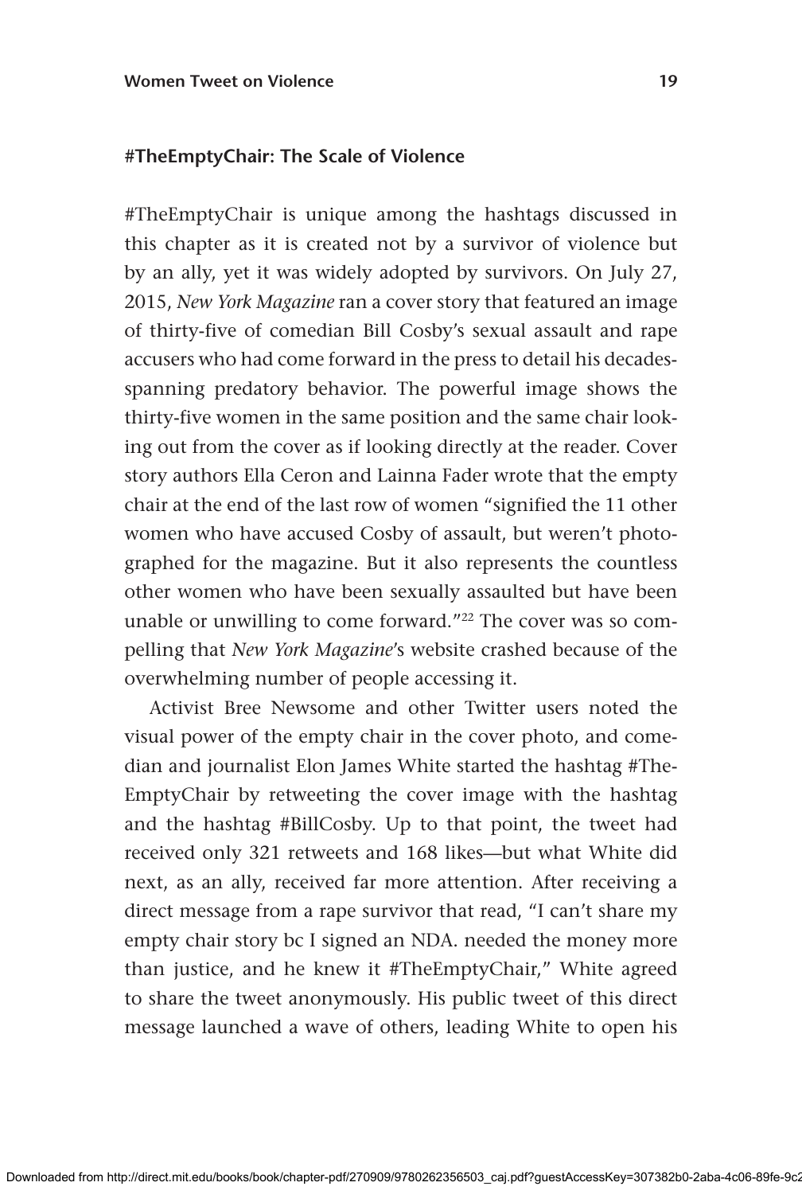## #TheEmptyChair: The Scale of Violence

#TheEmptyChair is unique among the hashtags discussed in this chapter as it is created not by a survivor of violence but by an ally, yet it was widely adopted by survivors. On July 27, 2015, *New York Magazine* ran a cover story that featured an image of thirty-five of comedian Bill Cosby's sexual assault and rape accusers who had come forward in the press to detail his decades-spanning predatory behavior. The powerful image shows the thirty-five women in the same position and the same chair looking out from the cover as if looking directly at the reader. Cover story authors Ella Ceron and Lainna Fader wrote that the empty chair at the end of the last row of women "signified the 11 other women who have accused Cosby of assault, but weren't photographed for the magazine. But it also represents the countless other women who have been sexually assaulted but have been unable or unwilling to come forward."[22] The cover was so compelling that *New York Magazine*'s website crashed because of the overwhelming number of people accessing it.

Activist Bree Newsome and other Twitter users noted the visual power of the empty chair in the cover photo, and comedian and journalist Elon James White started the hashtag #TheEmptyChair by retweeting the cover image with the hashtag and the hashtag #BillCosby. Up to that point, the tweet had received only 321 retweets and 168 likes—but what White did next, as an ally, received far more attention. After receiving a direct message from a rape survivor that read, "I can't share my empty chair story bc I signed an NDA. needed the money more than justice, and he knew it #TheEmptyChair," White agreed to share the tweet anonymously. His public tweet of this direct message launched a wave of others, leading White to open his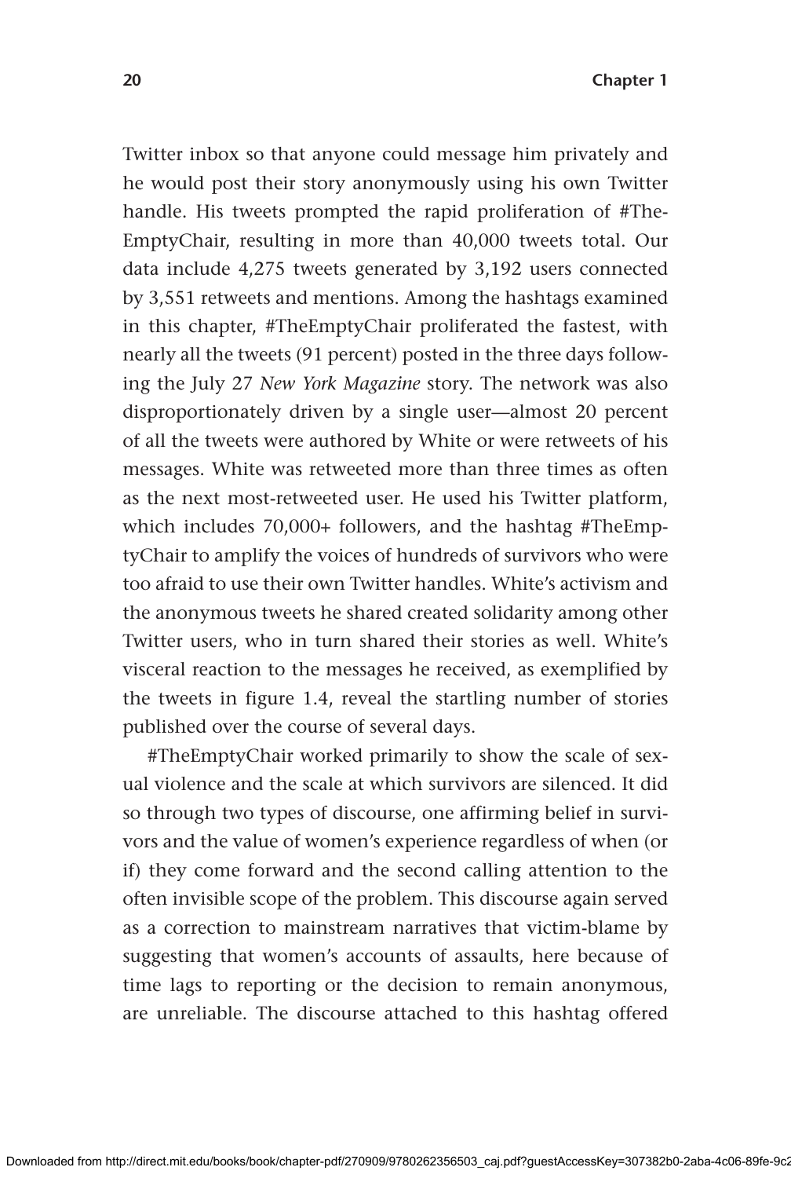Twitter inbox so that anyone could message him privately and he would post their story anonymously using his own Twitter handle. His tweets prompted the rapid proliferation of #TheEmptyChair, resulting in more than 40,000 tweets total. Our data include 4,275 tweets generated by 3,192 users connected by 3,551 retweets and mentions. Among the hashtags examined in this chapter, #TheEmptyChair proliferated the fastest, with nearly all the tweets (91 percent) posted in the three days following the July 27 *New York Magazine* story. The network was also disproportionately driven by a single user—almost 20 percent of all the tweets were authored by White or were retweets of his messages. White was retweeted more than three times as often as the next most-retweeted user. He used his Twitter platform, which includes 70,000+ followers, and the hashtag #TheEmptyChair to amplify the voices of hundreds of survivors who were too afraid to use their own Twitter handles. White's activism and the anonymous tweets he shared created solidarity among other Twitter users, who in turn shared their stories as well. White's visceral reaction to the messages he received, as exemplified by the tweets in figure 1.4, reveal the startling number of stories published over the course of several days.

#TheEmptyChair worked primarily to show the scale of sexual violence and the scale at which survivors are silenced. It did so through two types of discourse, one affirming belief in survivors and the value of women's experience regardless of when (or if) they come forward and the second calling attention to the often invisible scope of the problem. This discourse again served as a correction to mainstream narratives that victim-blame by suggesting that women's accounts of assaults, here because of time lags to reporting or the decision to remain anonymous, are unreliable. The discourse attached to this hashtag offered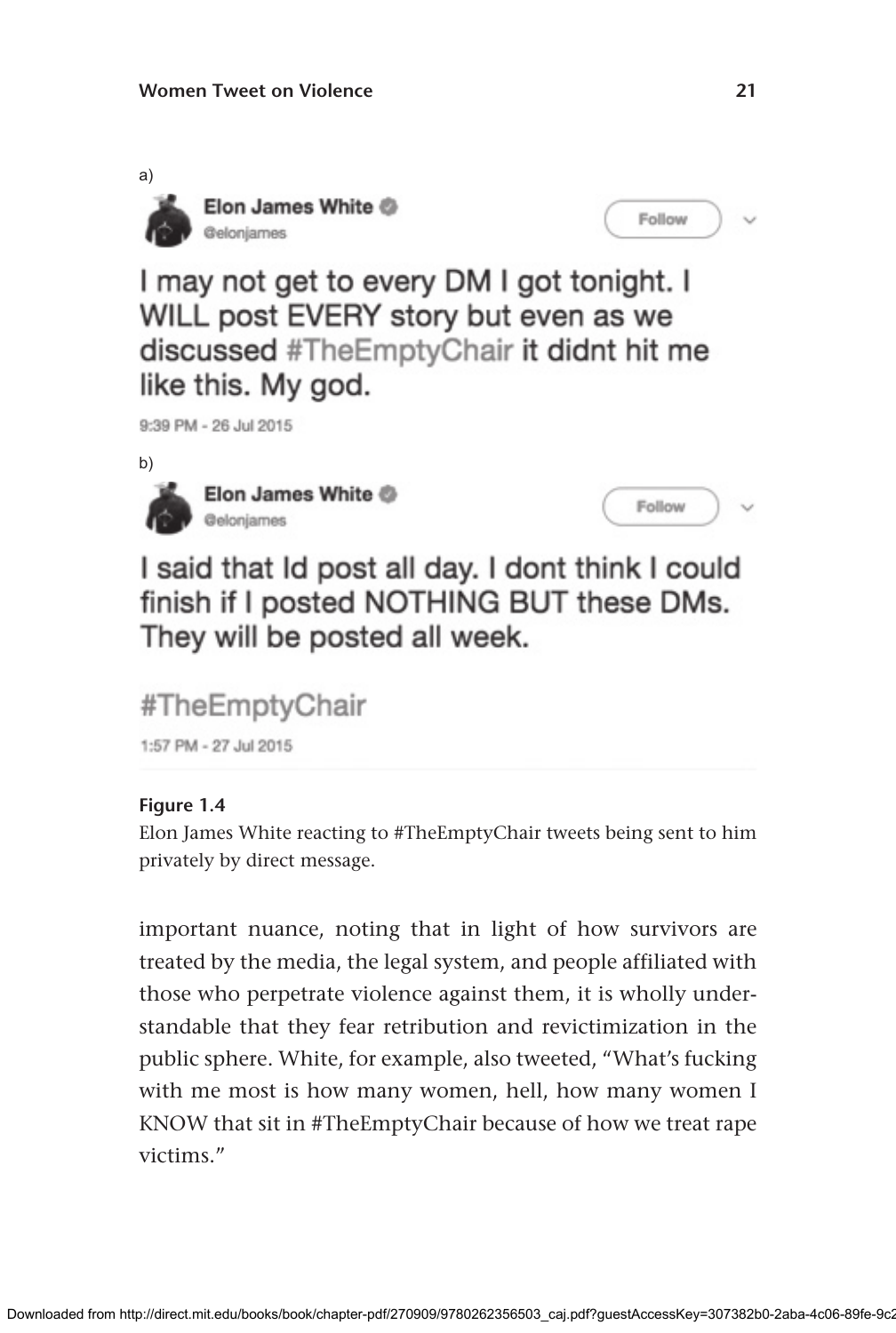a)

Elon James White
@elonjames

I may not get to every DM I got tonight. I WILL post EVERY story but even as we discussed #TheEmptyChair it didnt hit me like this. My god.

9:39 PM - 26 Jul 2015

b)

Elon James White
@elonjames

I said that Id post all day. I dont think I could finish if I posted NOTHING BUT these DMs. They will be posted all week.

#TheEmptyChair

1:57 PM - 27 Jul 2015

**Figure 1.4**
Elon James White reacting to #TheEmptyChair tweets being sent to him privately by direct message.

important nuance, noting that in light of how survivors are treated by the media, the legal system, and people affiliated with those who perpetrate violence against them, it is wholly understandable that they fear retribution and revictimization in the public sphere. White, for example, also tweeted, "What's fucking with me most is how many women, hell, how many women I KNOW that sit in #TheEmptyChair because of how we treat rape victims."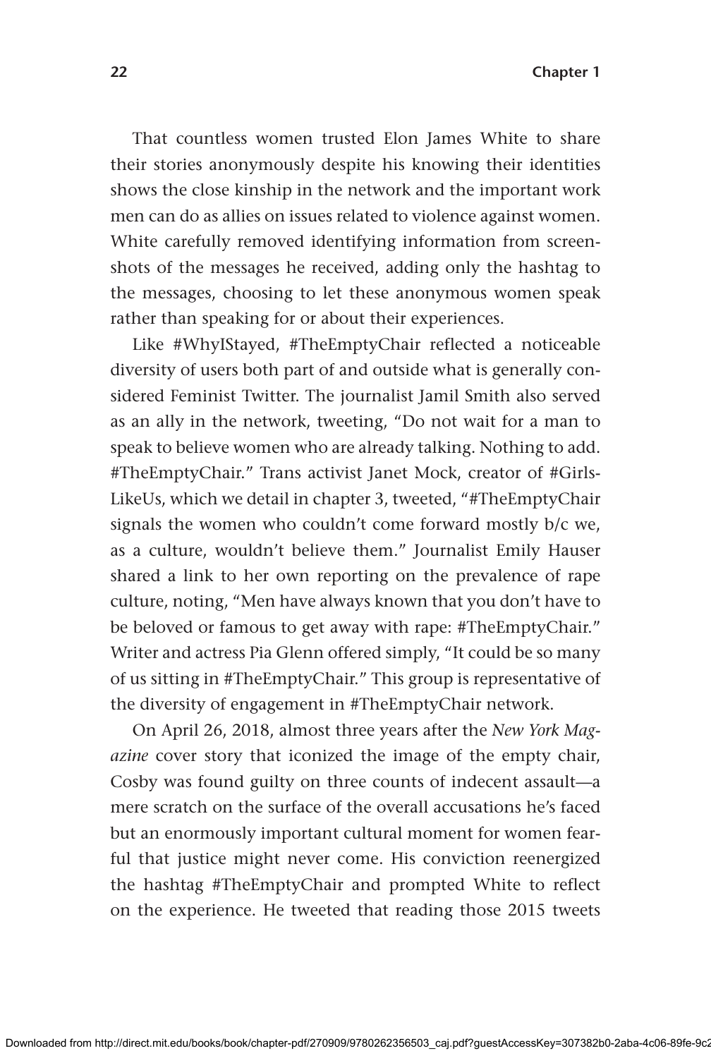That countless women trusted Elon James White to share their stories anonymously despite his knowing their identities shows the close kinship in the network and the important work men can do as allies on issues related to violence against women. White carefully removed identifying information from screenshots of the messages he received, adding only the hashtag to the messages, choosing to let these anonymous women speak rather than speaking for or about their experiences.

Like #WhyIStayed, #TheEmptyChair reflected a noticeable diversity of users both part of and outside what is generally considered Feminist Twitter. The journalist Jamil Smith also served as an ally in the network, tweeting, "Do not wait for a man to speak to believe women who are already talking. Nothing to add. #TheEmptyChair." Trans activist Janet Mock, creator of #GirlsLikeUs, which we detail in chapter 3, tweeted, "#TheEmptyChair signals the women who couldn't come forward mostly b/c we, as a culture, wouldn't believe them." Journalist Emily Hauser shared a link to her own reporting on the prevalence of rape culture, noting, "Men have always known that you don't have to be beloved or famous to get away with rape: #TheEmptyChair." Writer and actress Pia Glenn offered simply, "It could be so many of us sitting in #TheEmptyChair." This group is representative of the diversity of engagement in #TheEmptyChair network.

On April 26, 2018, almost three years after the *New York Magazine* cover story that iconized the image of the empty chair, Cosby was found guilty on three counts of indecent assault—a mere scratch on the surface of the overall accusations he's faced but an enormously important cultural moment for women fearful that justice might never come. His conviction reenergized the hashtag #TheEmptyChair and prompted White to reflect on the experience. He tweeted that reading those 2015 tweets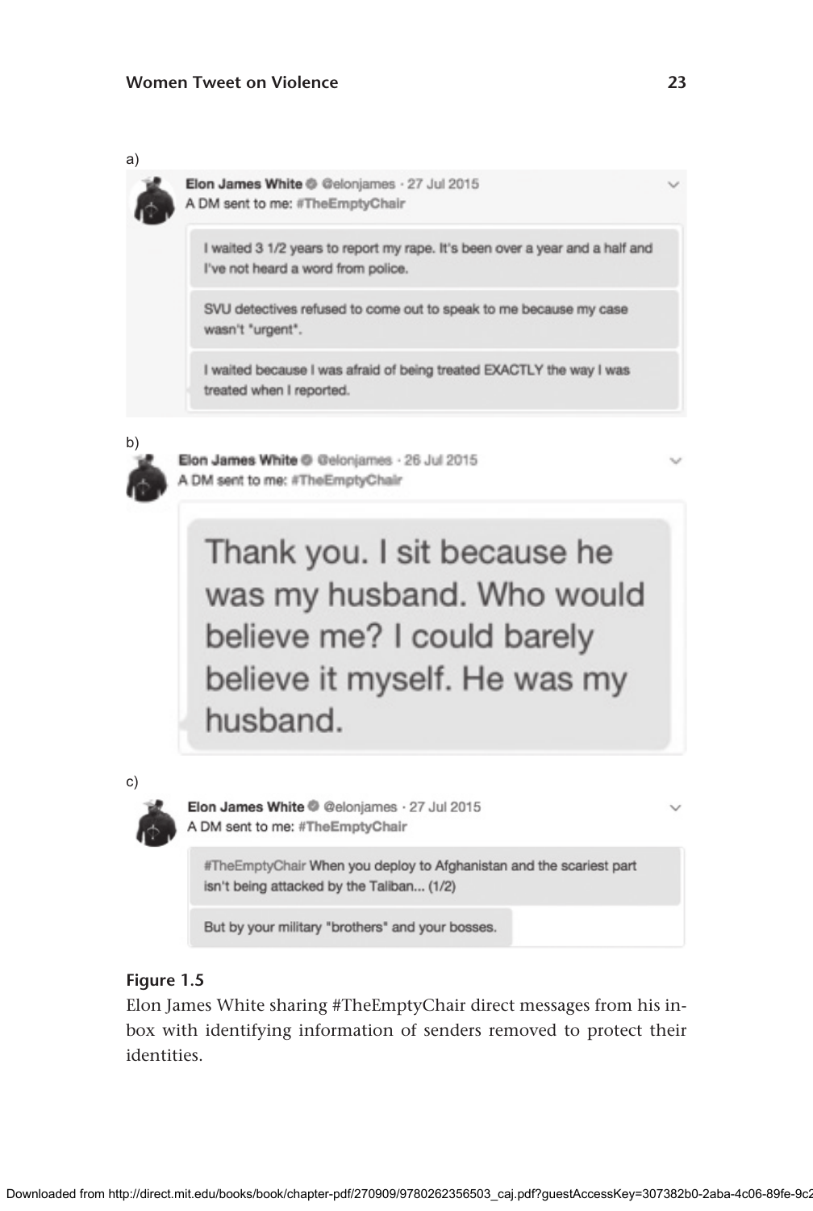a)

Elon James White @elonjames · 27 Jul 2015
A DM sent to me: #TheEmptyChair

I waited 3 1/2 years to report my rape. It's been over a year and a half and I've not heard a word from police.

SVU detectives refused to come out to speak to me because my case wasn't "urgent".

I waited because I was afraid of being treated EXACTLY the way I was treated when I reported.

b)

Elon James White @elonjames · 26 Jul 2015
A DM sent to me: #TheEmptyChair

Thank you. I sit because he was my husband. Who would believe me? I could barely believe it myself. He was my husband.

c)

Elon James White @elonjames · 27 Jul 2015
A DM sent to me: #TheEmptyChair

#TheEmptyChair When you deploy to Afghanistan and the scariest part isn't being attacked by the Taliban... (1/2)

But by your military "brothers" and your bosses.

**Figure 1.5**

Elon James White sharing #TheEmptyChair direct messages from his inbox with identifying information of senders removed to protect their identities.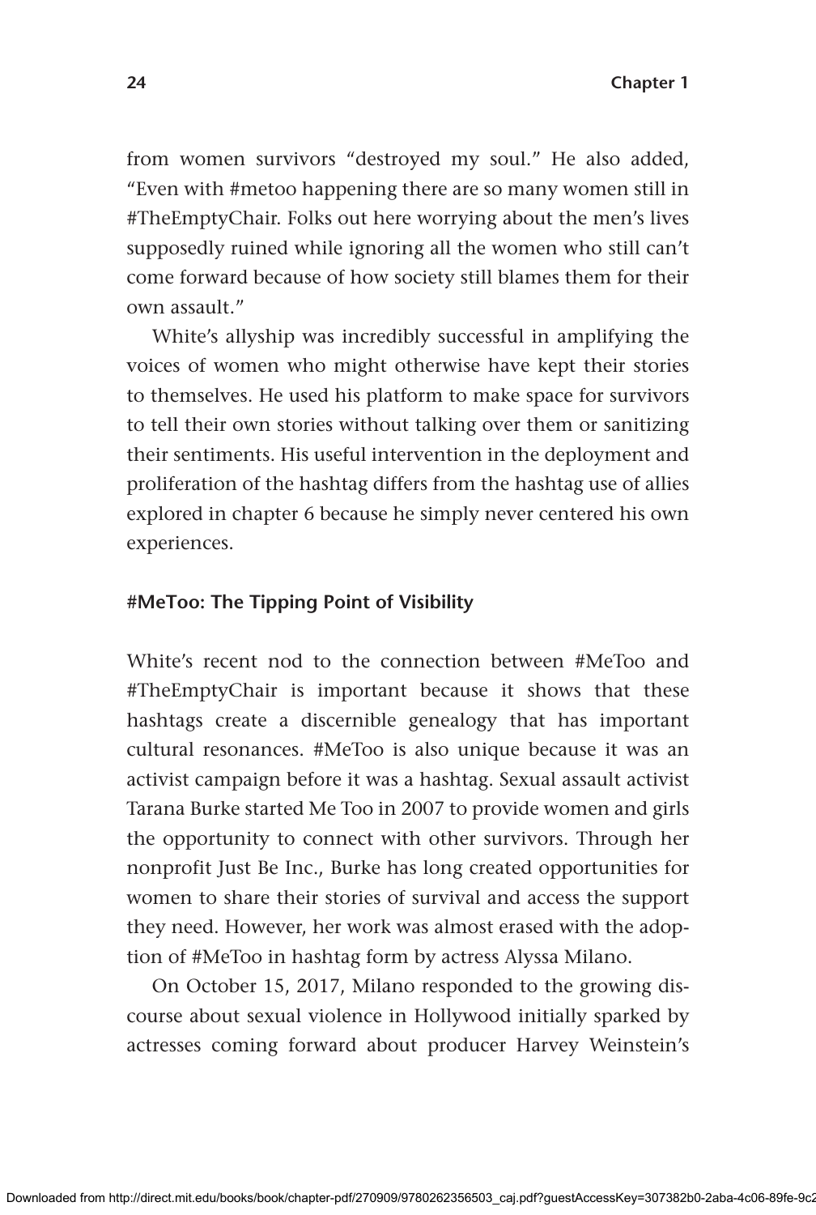from women survivors "destroyed my soul." He also added, "Even with #metoo happening there are so many women still in #TheEmptyChair. Folks out here worrying about the men's lives supposedly ruined while ignoring all the women who still can't come forward because of how society still blames them for their own assault."

White's allyship was incredibly successful in amplifying the voices of women who might otherwise have kept their stories to themselves. He used his platform to make space for survivors to tell their own stories without talking over them or sanitizing their sentiments. His useful intervention in the deployment and proliferation of the hashtag differs from the hashtag use of allies explored in chapter 6 because he simply never centered his own experiences.

### #MeToo: The Tipping Point of Visibility

White's recent nod to the connection between #MeToo and #TheEmptyChair is important because it shows that these hashtags create a discernible genealogy that has important cultural resonances. #MeToo is also unique because it was an activist campaign before it was a hashtag. Sexual assault activist Tarana Burke started Me Too in 2007 to provide women and girls the opportunity to connect with other survivors. Through her nonprofit Just Be Inc., Burke has long created opportunities for women to share their stories of survival and access the support they need. However, her work was almost erased with the adoption of #MeToo in hashtag form by actress Alyssa Milano.

On October 15, 2017, Milano responded to the growing discourse about sexual violence in Hollywood initially sparked by actresses coming forward about producer Harvey Weinstein's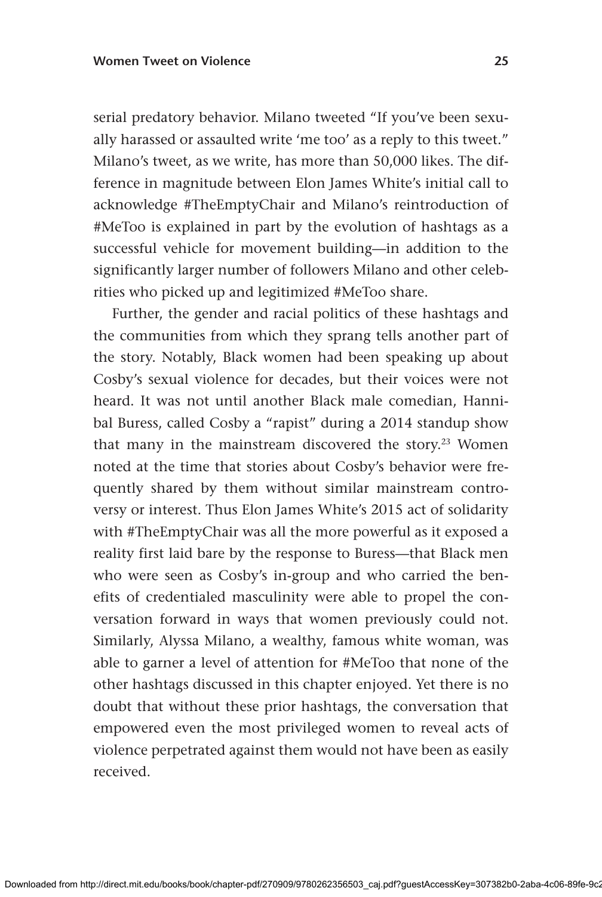serial predatory behavior. Milano tweeted "If you've been sexually harassed or assaulted write 'me too' as a reply to this tweet." Milano's tweet, as we write, has more than 50,000 likes. The difference in magnitude between Elon James White's initial call to acknowledge #TheEmptyChair and Milano's reintroduction of #MeToo is explained in part by the evolution of hashtags as a successful vehicle for movement building—in addition to the significantly larger number of followers Milano and other celebrities who picked up and legitimized #MeToo share.

Further, the gender and racial politics of these hashtags and the communities from which they sprang tells another part of the story. Notably, Black women had been speaking up about Cosby's sexual violence for decades, but their voices were not heard. It was not until another Black male comedian, Hannibal Buress, called Cosby a "rapist" during a 2014 standup show that many in the mainstream discovered the story.[23] Women noted at the time that stories about Cosby's behavior were frequently shared by them without similar mainstream controversy or interest. Thus Elon James White's 2015 act of solidarity with #TheEmptyChair was all the more powerful as it exposed a reality first laid bare by the response to Buress—that Black men who were seen as Cosby's in-group and who carried the benefits of credentialed masculinity were able to propel the conversation forward in ways that women previously could not. Similarly, Alyssa Milano, a wealthy, famous white woman, was able to garner a level of attention for #MeToo that none of the other hashtags discussed in this chapter enjoyed. Yet there is no doubt that without these prior hashtags, the conversation that empowered even the most privileged women to reveal acts of violence perpetrated against them would not have been as easily received.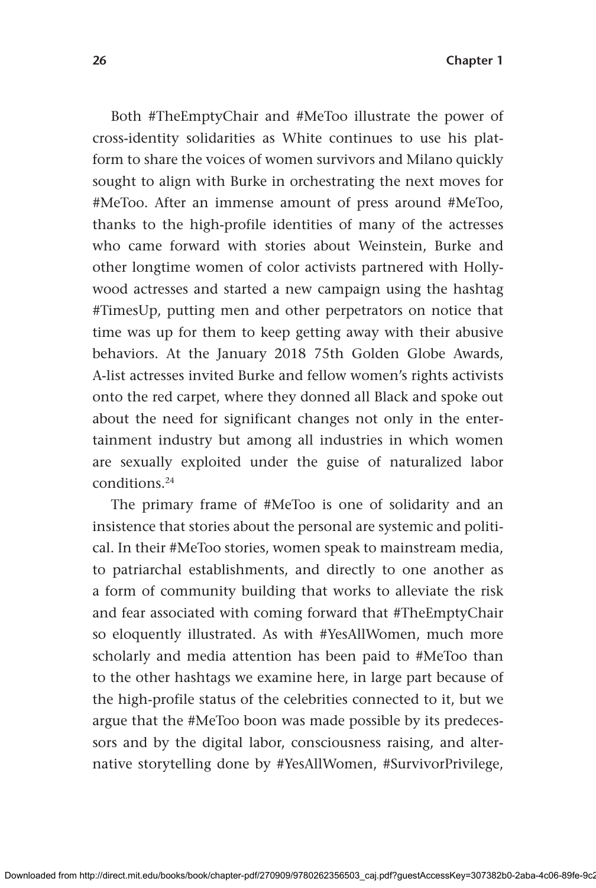Both #TheEmptyChair and #MeToo illustrate the power of cross-identity solidarities as White continues to use his platform to share the voices of women survivors and Milano quickly sought to align with Burke in orchestrating the next moves for #MeToo. After an immense amount of press around #MeToo, thanks to the high-profile identities of many of the actresses who came forward with stories about Weinstein, Burke and other longtime women of color activists partnered with Hollywood actresses and started a new campaign using the hashtag #TimesUp, putting men and other perpetrators on notice that time was up for them to keep getting away with their abusive behaviors. At the January 2018 75th Golden Globe Awards, A-list actresses invited Burke and fellow women's rights activists onto the red carpet, where they donned all Black and spoke out about the need for significant changes not only in the entertainment industry but among all industries in which women are sexually exploited under the guise of naturalized labor conditions.[24]

The primary frame of #MeToo is one of solidarity and an insistence that stories about the personal are systemic and political. In their #MeToo stories, women speak to mainstream media, to patriarchal establishments, and directly to one another as a form of community building that works to alleviate the risk and fear associated with coming forward that #TheEmptyChair so eloquently illustrated. As with #YesAllWomen, much more scholarly and media attention has been paid to #MeToo than to the other hashtags we examine here, in large part because of the high-profile status of the celebrities connected to it, but we argue that the #MeToo boon was made possible by its predecessors and by the digital labor, consciousness raising, and alternative storytelling done by #YesAllWomen, #SurvivorPrivilege,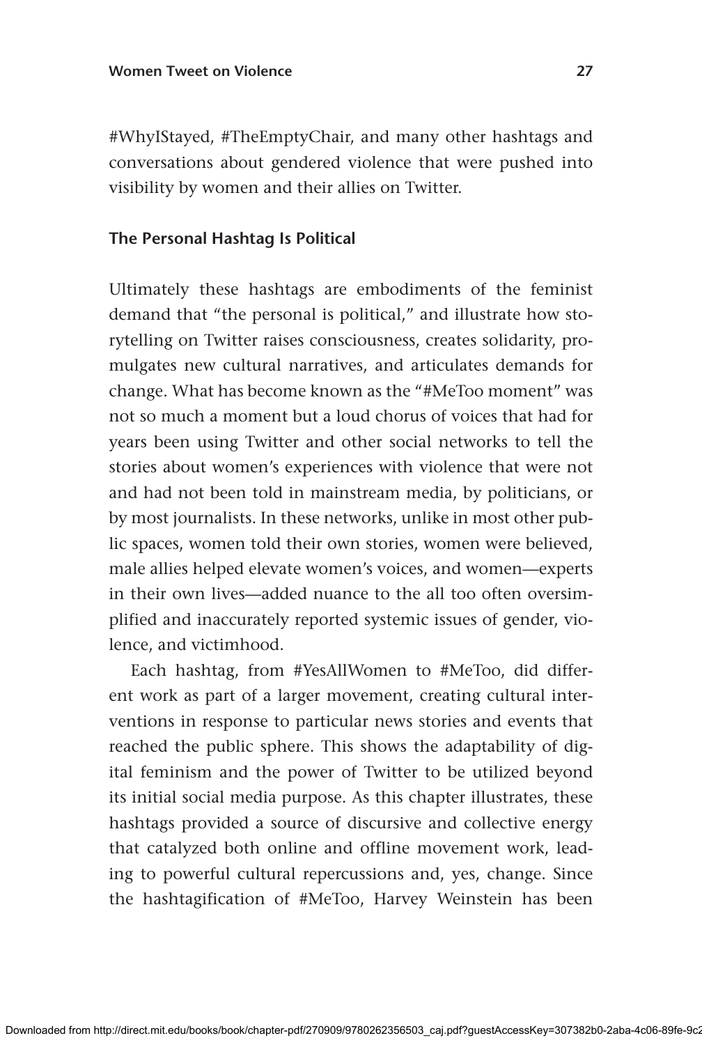#WhyIStayed, #TheEmptyChair, and many other hashtags and conversations about gendered violence that were pushed into visibility by women and their allies on Twitter.

### The Personal Hashtag Is Political

Ultimately these hashtags are embodiments of the feminist demand that "the personal is political," and illustrate how storytelling on Twitter raises consciousness, creates solidarity, promulgates new cultural narratives, and articulates demands for change. What has become known as the "#MeToo moment" was not so much a moment but a loud chorus of voices that had for years been using Twitter and other social networks to tell the stories about women's experiences with violence that were not and had not been told in mainstream media, by politicians, or by most journalists. In these networks, unlike in most other public spaces, women told their own stories, women were believed, male allies helped elevate women's voices, and women—experts in their own lives—added nuance to the all too often oversimplified and inaccurately reported systemic issues of gender, violence, and victimhood.

Each hashtag, from #YesAllWomen to #MeToo, did different work as part of a larger movement, creating cultural interventions in response to particular news stories and events that reached the public sphere. This shows the adaptability of digital feminism and the power of Twitter to be utilized beyond its initial social media purpose. As this chapter illustrates, these hashtags provided a source of discursive and collective energy that catalyzed both online and offline movement work, leading to powerful cultural repercussions and, yes, change. Since the hashtagification of #MeToo, Harvey Weinstein has been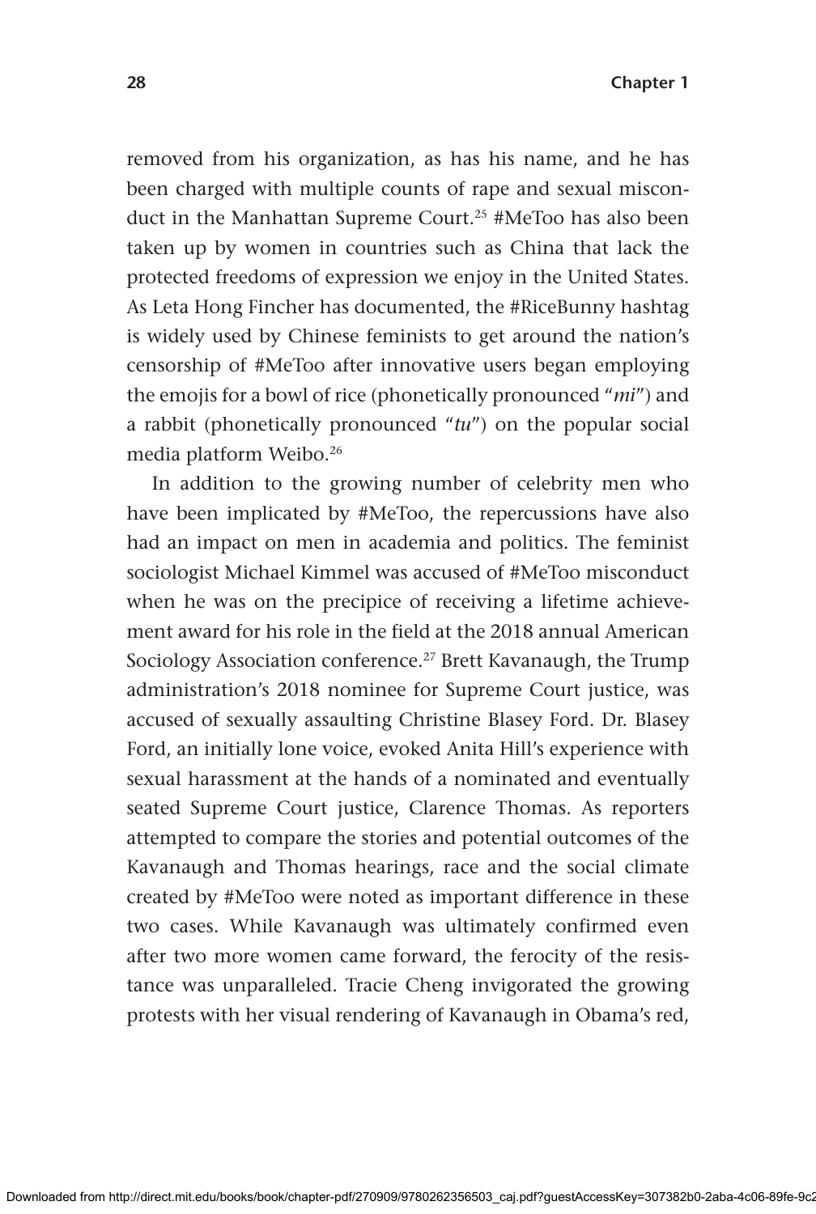removed from his organization, as has his name, and he has been charged with multiple counts of rape and sexual misconduct in the Manhattan Supreme Court.[25] #MeToo has also been taken up by women in countries such as China that lack the protected freedoms of expression we enjoy in the United States. As Leta Hong Fincher has documented, the #RiceBunny hashtag is widely used by Chinese feminists to get around the nation's censorship of #MeToo after innovative users began employing the emojis for a bowl of rice (phonetically pronounced "*mi*") and a rabbit (phonetically pronounced "*tu*") on the popular social media platform Weibo.[26]

In addition to the growing number of celebrity men who have been implicated by #MeToo, the repercussions have also had an impact on men in academia and politics. The feminist sociologist Michael Kimmel was accused of #MeToo misconduct when he was on the precipice of receiving a lifetime achievement award for his role in the field at the 2018 annual American Sociology Association conference.[27] Brett Kavanaugh, the Trump administration's 2018 nominee for Supreme Court justice, was accused of sexually assaulting Christine Blasey Ford. Dr. Blasey Ford, an initially lone voice, evoked Anita Hill's experience with sexual harassment at the hands of a nominated and eventually seated Supreme Court justice, Clarence Thomas. As reporters attempted to compare the stories and potential outcomes of the Kavanaugh and Thomas hearings, race and the social climate created by #MeToo were noted as important difference in these two cases. While Kavanaugh was ultimately confirmed even after two more women came forward, the ferocity of the resistance was unparalleled. Tracie Cheng invigorated the growing protests with her visual rendering of Kavanaugh in Obama's red,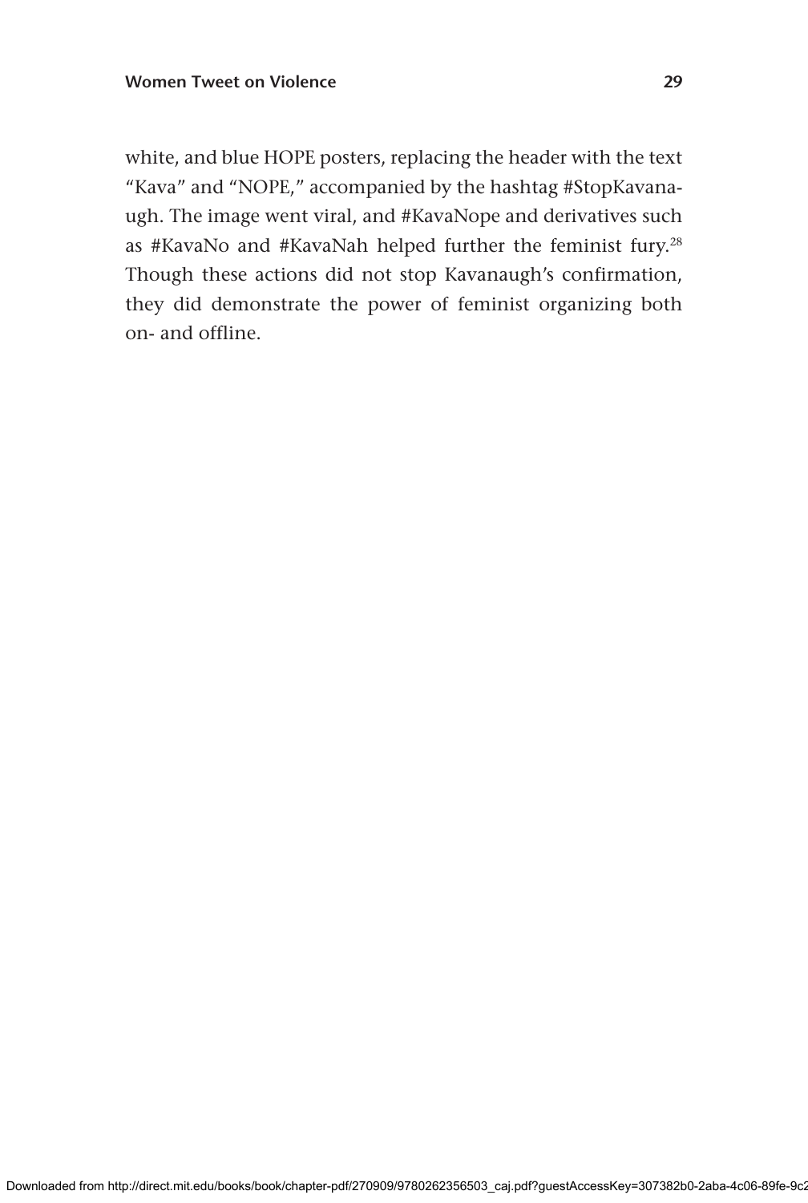white, and blue HOPE posters, replacing the header with the text "Kava" and "NOPE," accompanied by the hashtag #StopKavanaugh. The image went viral, and #KavaNope and derivatives such as #KavaNo and #KavaNah helped further the feminist fury.[28] Though these actions did not stop Kavanaugh's confirmation, they did demonstrate the power of feminist organizing both on- and offline.